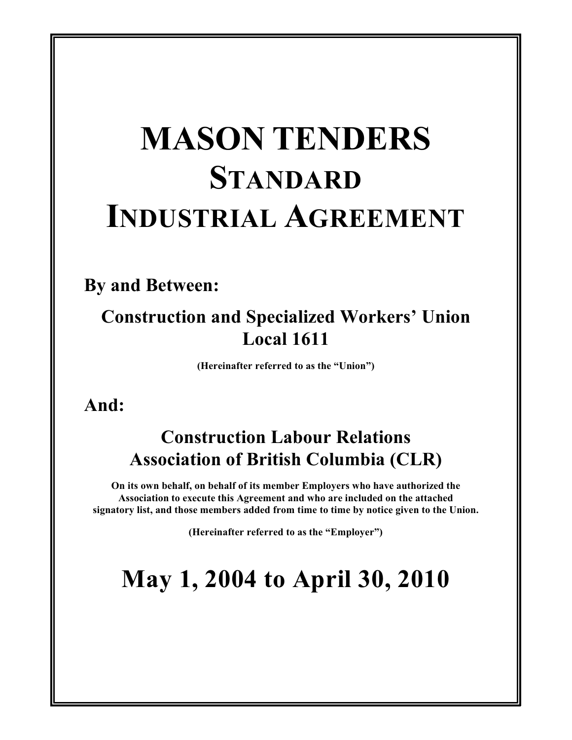# MASON TENDERS
# STANDARD
# INDUSTRIAL AGREEMENT

**By and Between:**

**Construction and Specialized Workers' Union Local 1611**

**(Hereinafter referred to as the "Union")**

**And:**

**Construction Labour Relations Association of British Columbia (CLR)**

**On its own behalf, on behalf of its member Employers who have authorized the Association to execute this Agreement and who are included on the attached signatory list, and those members added from time to time by notice given to the Union.**

**(Hereinafter referred to as the "Employer")**

## May 1, 2004 to April 30, 2010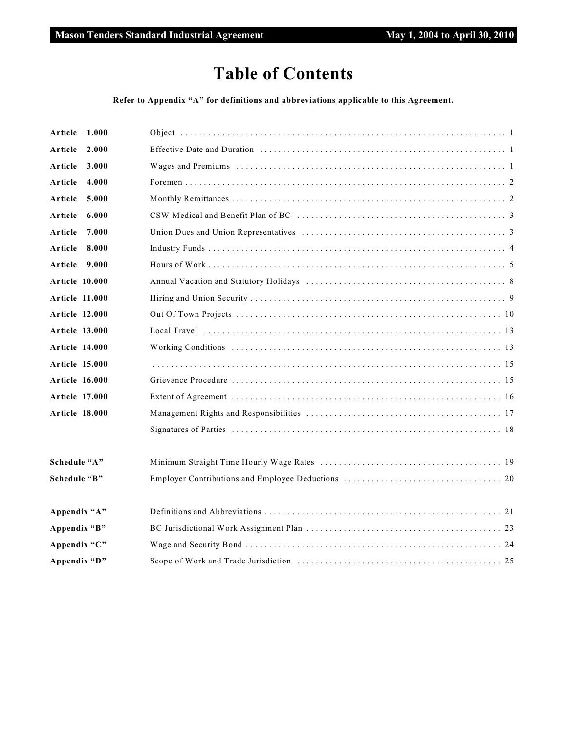# Table of Contents

**Refer to Appendix "A" for definitions and abbreviations applicable to this Agreement.**

| | | |
|---|---|---|
| **Article 1.000** | Object | 1 |
| **Article 2.000** | Effective Date and Duration | 1 |
| **Article 3.000** | Wages and Premiums | 1 |
| **Article 4.000** | Foremen | 2 |
| **Article 5.000** | Monthly Remittances | 2 |
| **Article 6.000** | CSW Medical and Benefit Plan of BC | 3 |
| **Article 7.000** | Union Dues and Union Representatives | 3 |
| **Article 8.000** | Industry Funds | 4 |
| **Article 9.000** | Hours of Work | 5 |
| **Article 10.000** | Annual Vacation and Statutory Holidays | 8 |
| **Article 11.000** | Hiring and Union Security | 9 |
| **Article 12.000** | Out Of Town Projects | 10 |
| **Article 13.000** | Local Travel | 13 |
| **Article 14.000** | Working Conditions | 13 |
| **Article 15.000** | | 15 |
| **Article 16.000** | Grievance Procedure | 15 |
| **Article 17.000** | Extent of Agreement | 16 |
| **Article 18.000** | Management Rights and Responsibilities | 17 |
| | Signatures of Parties | 18 |
| **Schedule "A"** | Minimum Straight Time Hourly Wage Rates | 19 |
| **Schedule "B"** | Employer Contributions and Employee Deductions | 20 |
| **Appendix "A"** | Definitions and Abbreviations | 21 |
| **Appendix "B"** | BC Jurisdictional Work Assignment Plan | 23 |
| **Appendix "C"** | Wage and Security Bond | 24 |
| **Appendix "D"** | Scope of Work and Trade Jurisdiction | 25 |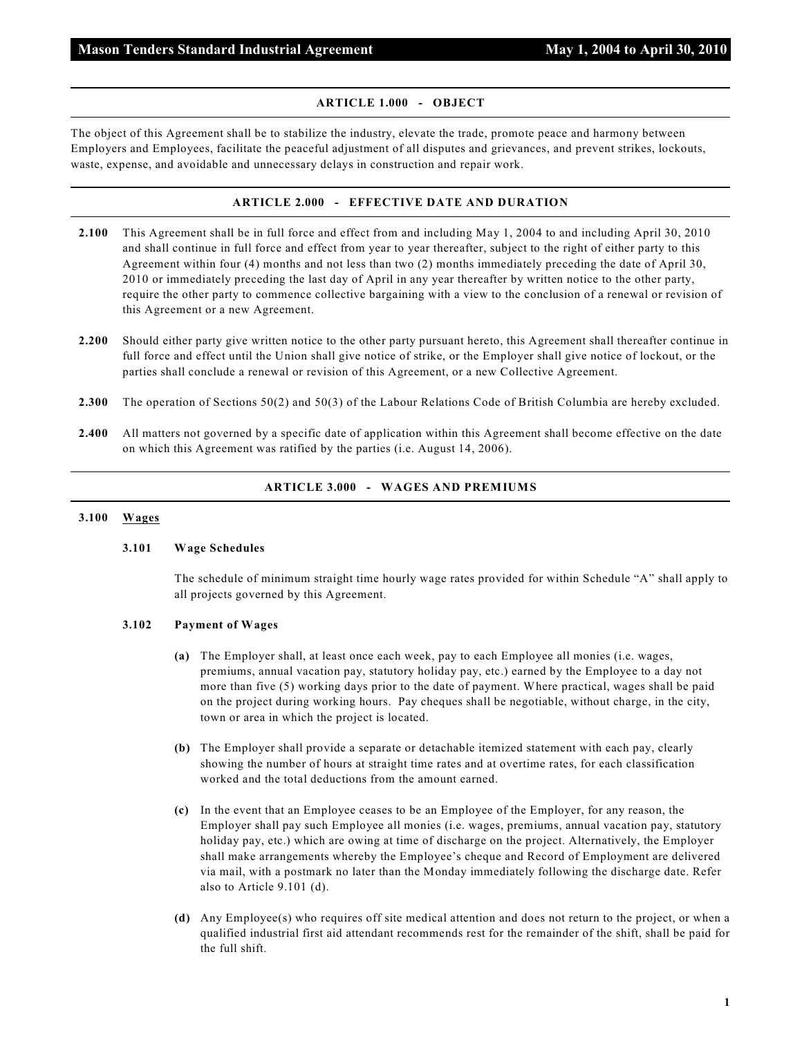## ARTICLE 1.000 - OBJECT

The object of this Agreement shall be to stabilize the industry, elevate the trade, promote peace and harmony between Employers and Employees, facilitate the peaceful adjustment of all disputes and grievances, and prevent strikes, lockouts, waste, expense, and avoidable and unnecessary delays in construction and repair work.

## ARTICLE 2.000 - EFFECTIVE DATE AND DURATION

**2.100** This Agreement shall be in full force and effect from and including May 1, 2004 to and including April 30, 2010 and shall continue in full force and effect from year to year thereafter, subject to the right of either party to this Agreement within four (4) months and not less than two (2) months immediately preceding the date of April 30, 2010 or immediately preceding the last day of April in any year thereafter by written notice to the other party, require the other party to commence collective bargaining with a view to the conclusion of a renewal or revision of this Agreement or a new Agreement.

**2.200** Should either party give written notice to the other party pursuant hereto, this Agreement shall thereafter continue in full force and effect until the Union shall give notice of strike, or the Employer shall give notice of lockout, or the parties shall conclude a renewal or revision of this Agreement, or a new Collective Agreement.

**2.300** The operation of Sections 50(2) and 50(3) of the Labour Relations Code of British Columbia are hereby excluded.

**2.400** All matters not governed by a specific date of application within this Agreement shall become effective on the date on which this Agreement was ratified by the parties (i.e. August 14, 2006).

## ARTICLE 3.000 - WAGES AND PREMIUMS

### 3.100 Wages

#### 3.101 Wage Schedules

The schedule of minimum straight time hourly wage rates provided for within Schedule "A" shall apply to all projects governed by this Agreement.

#### 3.102 Payment of Wages

**(a)** The Employer shall, at least once each week, pay to each Employee all monies (i.e. wages, premiums, annual vacation pay, statutory holiday pay, etc.) earned by the Employee to a day not more than five (5) working days prior to the date of payment. Where practical, wages shall be paid on the project during working hours. Pay cheques shall be negotiable, without charge, in the city, town or area in which the project is located.

**(b)** The Employer shall provide a separate or detachable itemized statement with each pay, clearly showing the number of hours at straight time rates and at overtime rates, for each classification worked and the total deductions from the amount earned.

**(c)** In the event that an Employee ceases to be an Employee of the Employer, for any reason, the Employer shall pay such Employee all monies (i.e. wages, premiums, annual vacation pay, statutory holiday pay, etc.) which are owing at time of discharge on the project. Alternatively, the Employer shall make arrangements whereby the Employee's cheque and Record of Employment are delivered via mail, with a postmark no later than the Monday immediately following the discharge date. Refer also to Article 9.101 (d).

**(d)** Any Employee(s) who requires off site medical attention and does not return to the project, or when a qualified industrial first aid attendant recommends rest for the remainder of the shift, shall be paid for the full shift.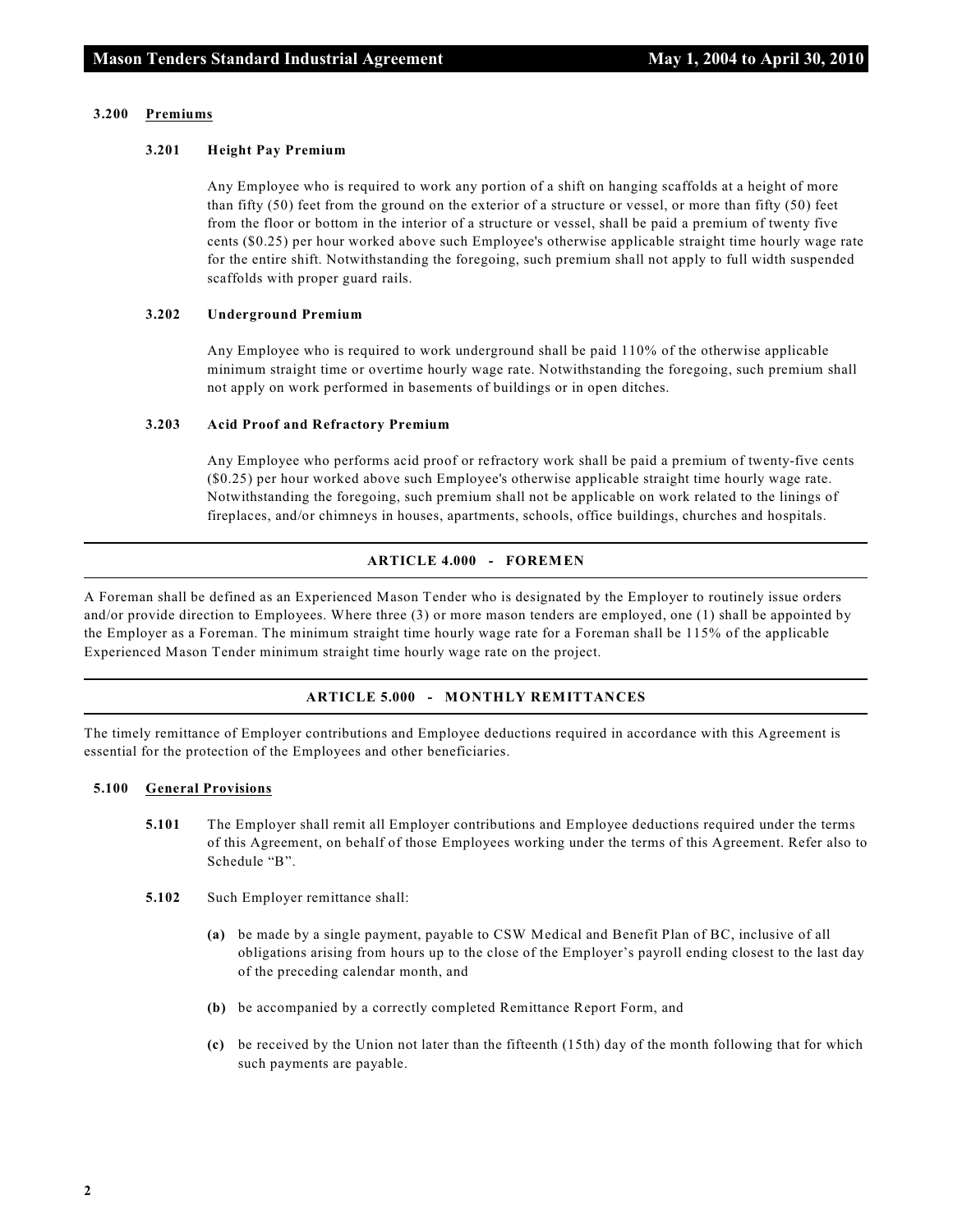#### 3.200 Premiums

**3.201 Height Pay Premium**

Any Employee who is required to work any portion of a shift on hanging scaffolds at a height of more than fifty (50) feet from the ground on the exterior of a structure or vessel, or more than fifty (50) feet from the floor or bottom in the interior of a structure or vessel, shall be paid a premium of twenty five cents ($0.25) per hour worked above such Employee's otherwise applicable straight time hourly wage rate for the entire shift. Notwithstanding the foregoing, such premium shall not apply to full width suspended scaffolds with proper guard rails.

**3.202 Underground Premium**

Any Employee who is required to work underground shall be paid 110% of the otherwise applicable minimum straight time or overtime hourly wage rate. Notwithstanding the foregoing, such premium shall not apply on work performed in basements of buildings or in open ditches.

**3.203 Acid Proof and Refractory Premium**

Any Employee who performs acid proof or refractory work shall be paid a premium of twenty-five cents ($0.25) per hour worked above such Employee's otherwise applicable straight time hourly wage rate. Notwithstanding the foregoing, such premium shall not be applicable on work related to the linings of fireplaces, and/or chimneys in houses, apartments, schools, office buildings, churches and hospitals.

## ARTICLE 4.000 - FOREMEN

A Foreman shall be defined as an Experienced Mason Tender who is designated by the Employer to routinely issue orders and/or provide direction to Employees. Where three (3) or more mason tenders are employed, one (1) shall be appointed by the Employer as a Foreman. The minimum straight time hourly wage rate for a Foreman shall be 115% of the applicable Experienced Mason Tender minimum straight time hourly wage rate on the project.

## ARTICLE 5.000 - MONTHLY REMITTANCES

The timely remittance of Employer contributions and Employee deductions required in accordance with this Agreement is essential for the protection of the Employees and other beneficiaries.

#### 5.100 General Provisions

**5.101** The Employer shall remit all Employer contributions and Employee deductions required under the terms of this Agreement, on behalf of those Employees working under the terms of this Agreement. Refer also to Schedule "B".

**5.102** Such Employer remittance shall:

**(a)** be made by a single payment, payable to CSW Medical and Benefit Plan of BC, inclusive of all obligations arising from hours up to the close of the Employer's payroll ending closest to the last day of the preceding calendar month, and

**(b)** be accompanied by a correctly completed Remittance Report Form, and

**(c)** be received by the Union not later than the fifteenth (15th) day of the month following that for which such payments are payable.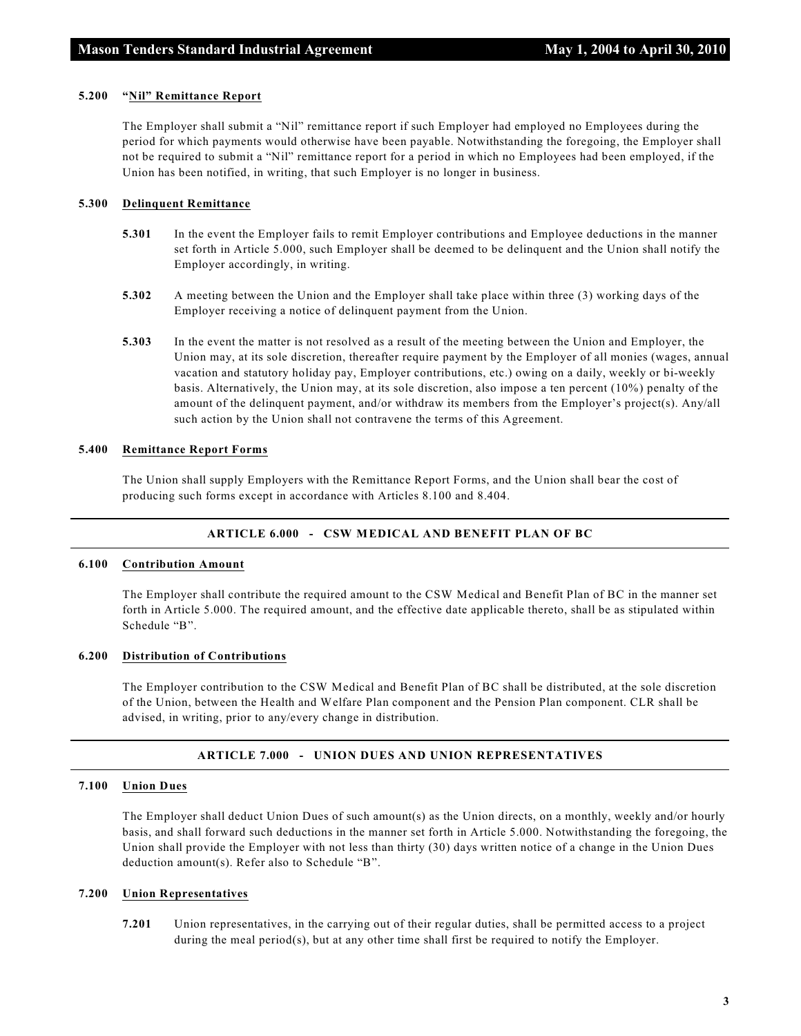**5.200 "Nil" Remittance Report**

The Employer shall submit a "Nil" remittance report if such Employer had employed no Employees during the period for which payments would otherwise have been payable. Notwithstanding the foregoing, the Employer shall not be required to submit a "Nil" remittance report for a period in which no Employees had been employed, if the Union has been notified, in writing, that such Employer is no longer in business.

**5.300 Delinquent Remittance**

**5.301** In the event the Employer fails to remit Employer contributions and Employee deductions in the manner set forth in Article 5.000, such Employer shall be deemed to be delinquent and the Union shall notify the Employer accordingly, in writing.

**5.302** A meeting between the Union and the Employer shall take place within three (3) working days of the Employer receiving a notice of delinquent payment from the Union.

**5.303** In the event the matter is not resolved as a result of the meeting between the Union and Employer, the Union may, at its sole discretion, thereafter require payment by the Employer of all monies (wages, annual vacation and statutory holiday pay, Employer contributions, etc.) owing on a daily, weekly or bi-weekly basis. Alternatively, the Union may, at its sole discretion, also impose a ten percent (10%) penalty of the amount of the delinquent payment, and/or withdraw its members from the Employer's project(s). Any/all such action by the Union shall not contravene the terms of this Agreement.

**5.400 Remittance Report Forms**

The Union shall supply Employers with the Remittance Report Forms, and the Union shall bear the cost of producing such forms except in accordance with Articles 8.100 and 8.404.

## ARTICLE 6.000 - CSW MEDICAL AND BENEFIT PLAN OF BC

**6.100 Contribution Amount**

The Employer shall contribute the required amount to the CSW Medical and Benefit Plan of BC in the manner set forth in Article 5.000. The required amount, and the effective date applicable thereto, shall be as stipulated within Schedule "B".

**6.200 Distribution of Contributions**

The Employer contribution to the CSW Medical and Benefit Plan of BC shall be distributed, at the sole discretion of the Union, between the Health and Welfare Plan component and the Pension Plan component. CLR shall be advised, in writing, prior to any/every change in distribution.

## ARTICLE 7.000 - UNION DUES AND UNION REPRESENTATIVES

**7.100 Union Dues**

The Employer shall deduct Union Dues of such amount(s) as the Union directs, on a monthly, weekly and/or hourly basis, and shall forward such deductions in the manner set forth in Article 5.000. Notwithstanding the foregoing, the Union shall provide the Employer with not less than thirty (30) days written notice of a change in the Union Dues deduction amount(s). Refer also to Schedule "B".

**7.200 Union Representatives**

**7.201** Union representatives, in the carrying out of their regular duties, shall be permitted access to a project during the meal period(s), but at any other time shall first be required to notify the Employer.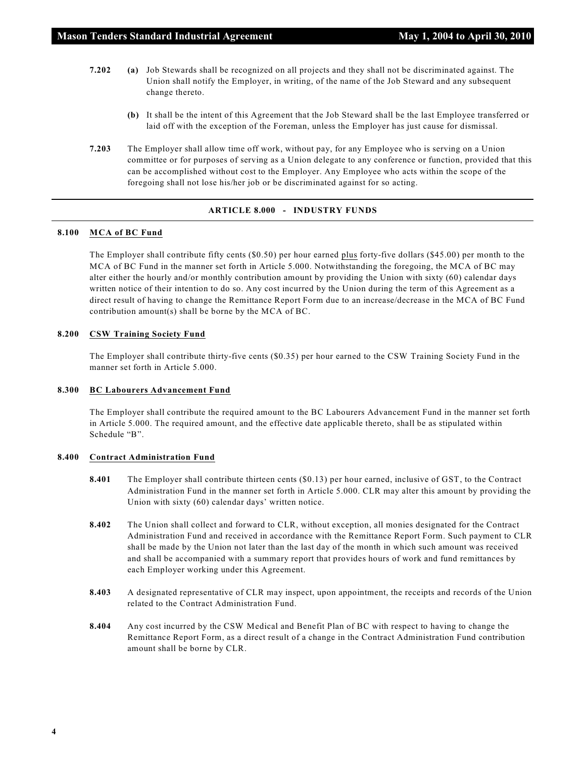**7.202** **(a)** Job Stewards shall be recognized on all projects and they shall not be discriminated against. The Union shall notify the Employer, in writing, of the name of the Job Steward and any subsequent change thereto.

**(b)** It shall be the intent of this Agreement that the Job Steward shall be the last Employee transferred or laid off with the exception of the Foreman, unless the Employer has just cause for dismissal.

**7.203** The Employer shall allow time off work, without pay, for any Employee who is serving on a Union committee or for purposes of serving as a Union delegate to any conference or function, provided that this can be accomplished without cost to the Employer. Any Employee who acts within the scope of the foregoing shall not lose his/her job or be discriminated against for so acting.

## ARTICLE 8.000 - INDUSTRY FUNDS

### 8.100 MCA of BC Fund

The Employer shall contribute fifty cents ($0.50) per hour earned plus forty-five dollars ($45.00) per month to the MCA of BC Fund in the manner set forth in Article 5.000. Notwithstanding the foregoing, the MCA of BC may alter either the hourly and/or monthly contribution amount by providing the Union with sixty (60) calendar days written notice of their intention to do so. Any cost incurred by the Union during the term of this Agreement as a direct result of having to change the Remittance Report Form due to an increase/decrease in the MCA of BC Fund contribution amount(s) shall be borne by the MCA of BC.

### 8.200 CSW Training Society Fund

The Employer shall contribute thirty-five cents ($0.35) per hour earned to the CSW Training Society Fund in the manner set forth in Article 5.000.

### 8.300 BC Labourers Advancement Fund

The Employer shall contribute the required amount to the BC Labourers Advancement Fund in the manner set forth in Article 5.000. The required amount, and the effective date applicable thereto, shall be as stipulated within Schedule "B".

### 8.400 Contract Administration Fund

**8.401** The Employer shall contribute thirteen cents ($0.13) per hour earned, inclusive of GST, to the Contract Administration Fund in the manner set forth in Article 5.000. CLR may alter this amount by providing the Union with sixty (60) calendar days' written notice.

**8.402** The Union shall collect and forward to CLR, without exception, all monies designated for the Contract Administration Fund and received in accordance with the Remittance Report Form. Such payment to CLR shall be made by the Union not later than the last day of the month in which such amount was received and shall be accompanied with a summary report that provides hours of work and fund remittances by each Employer working under this Agreement.

**8.403** A designated representative of CLR may inspect, upon appointment, the receipts and records of the Union related to the Contract Administration Fund.

**8.404** Any cost incurred by the CSW Medical and Benefit Plan of BC with respect to having to change the Remittance Report Form, as a direct result of a change in the Contract Administration Fund contribution amount shall be borne by CLR.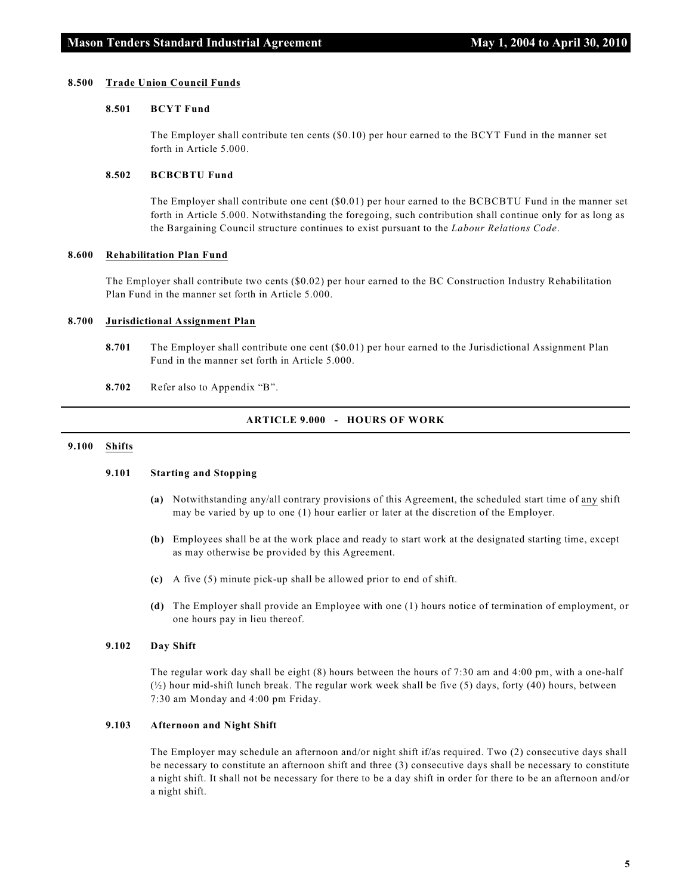### 8.500 Trade Union Council Funds

#### 8.501 BCYT Fund

The Employer shall contribute ten cents ($0.10) per hour earned to the BCYT Fund in the manner set forth in Article 5.000.

#### 8.502 BCBCBTU Fund

The Employer shall contribute one cent ($0.01) per hour earned to the BCBCBTU Fund in the manner set forth in Article 5.000. Notwithstanding the foregoing, such contribution shall continue only for as long as the Bargaining Council structure continues to exist pursuant to the *Labour Relations Code*.

### 8.600 Rehabilitation Plan Fund

The Employer shall contribute two cents ($0.02) per hour earned to the BC Construction Industry Rehabilitation Plan Fund in the manner set forth in Article 5.000.

### 8.700 Jurisdictional Assignment Plan

**8.701** The Employer shall contribute one cent ($0.01) per hour earned to the Jurisdictional Assignment Plan Fund in the manner set forth in Article 5.000.

**8.702** Refer also to Appendix "B".

## ARTICLE 9.000 - HOURS OF WORK

### 9.100 Shifts

#### 9.101 Starting and Stopping

**(a)** Notwithstanding any/all contrary provisions of this Agreement, the scheduled start time of any shift may be varied by up to one (1) hour earlier or later at the discretion of the Employer.

**(b)** Employees shall be at the work place and ready to start work at the designated starting time, except as may otherwise be provided by this Agreement.

**(c)** A five (5) minute pick-up shall be allowed prior to end of shift.

**(d)** The Employer shall provide an Employee with one (1) hours notice of termination of employment, or one hours pay in lieu thereof.

#### 9.102 Day Shift

The regular work day shall be eight (8) hours between the hours of 7:30 am and 4:00 pm, with a one-half (½) hour mid-shift lunch break. The regular work week shall be five (5) days, forty (40) hours, between 7:30 am Monday and 4:00 pm Friday.

#### 9.103 Afternoon and Night Shift

The Employer may schedule an afternoon and/or night shift if/as required. Two (2) consecutive days shall be necessary to constitute an afternoon shift and three (3) consecutive days shall be necessary to constitute a night shift. It shall not be necessary for there to be a day shift in order for there to be an afternoon and/or a night shift.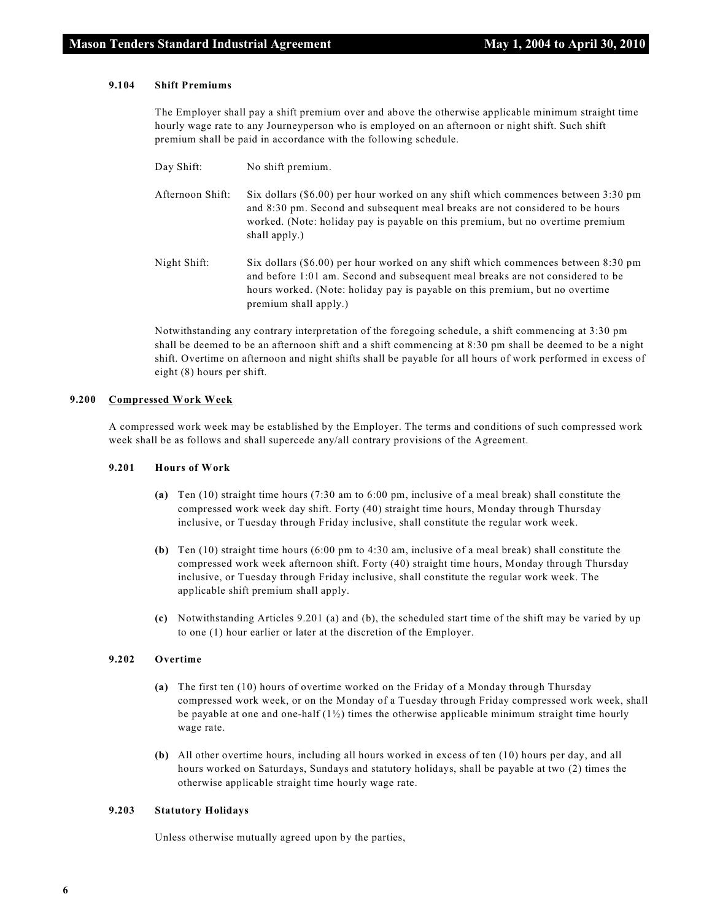#### 9.104 Shift Premiums

The Employer shall pay a shift premium over and above the otherwise applicable minimum straight time hourly wage rate to any Journeyperson who is employed on an afternoon or night shift. Such shift premium shall be paid in accordance with the following schedule.

Day Shift: No shift premium.

Afternoon Shift: Six dollars ($6.00) per hour worked on any shift which commences between 3:30 pm and 8:30 pm. Second and subsequent meal breaks are not considered to be hours worked. (Note: holiday pay is payable on this premium, but no overtime premium shall apply.)

Night Shift: Six dollars ($6.00) per hour worked on any shift which commences between 8:30 pm and before 1:01 am. Second and subsequent meal breaks are not considered to be hours worked. (Note: holiday pay is payable on this premium, but no overtime premium shall apply.)

Notwithstanding any contrary interpretation of the foregoing schedule, a shift commencing at 3:30 pm shall be deemed to be an afternoon shift and a shift commencing at 8:30 pm shall be deemed to be a night shift. Overtime on afternoon and night shifts shall be payable for all hours of work performed in excess of eight (8) hours per shift.

### 9.200 Compressed Work Week

A compressed work week may be established by the Employer. The terms and conditions of such compressed work week shall be as follows and shall supercede any/all contrary provisions of the Agreement.

#### 9.201 Hours of Work

**(a)** Ten (10) straight time hours (7:30 am to 6:00 pm, inclusive of a meal break) shall constitute the compressed work week day shift. Forty (40) straight time hours, Monday through Thursday inclusive, or Tuesday through Friday inclusive, shall constitute the regular work week.

**(b)** Ten (10) straight time hours (6:00 pm to 4:30 am, inclusive of a meal break) shall constitute the compressed work week afternoon shift. Forty (40) straight time hours, Monday through Thursday inclusive, or Tuesday through Friday inclusive, shall constitute the regular work week. The applicable shift premium shall apply.

**(c)** Notwithstanding Articles 9.201 (a) and (b), the scheduled start time of the shift may be varied by up to one (1) hour earlier or later at the discretion of the Employer.

#### 9.202 Overtime

**(a)** The first ten (10) hours of overtime worked on the Friday of a Monday through Thursday compressed work week, or on the Monday of a Tuesday through Friday compressed work week, shall be payable at one and one-half (1½) times the otherwise applicable minimum straight time hourly wage rate.

**(b)** All other overtime hours, including all hours worked in excess of ten (10) hours per day, and all hours worked on Saturdays, Sundays and statutory holidays, shall be payable at two (2) times the otherwise applicable straight time hourly wage rate.

#### 9.203 Statutory Holidays

Unless otherwise mutually agreed upon by the parties,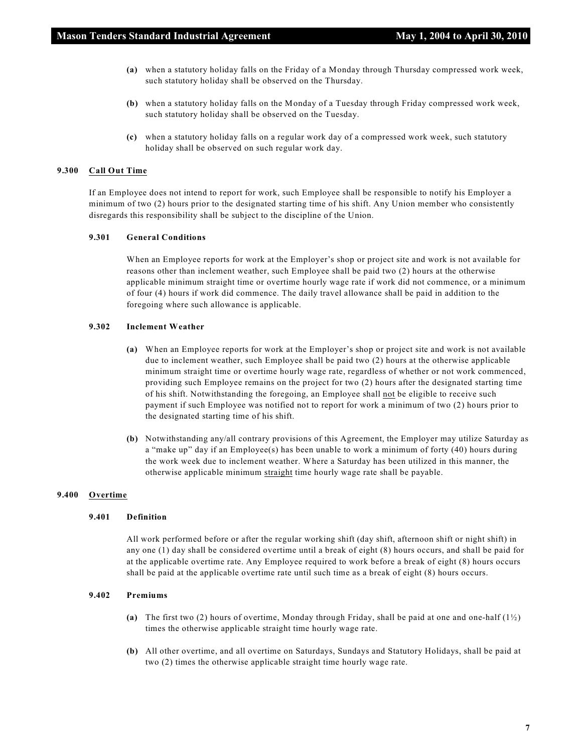**(a)** when a statutory holiday falls on the Friday of a Monday through Thursday compressed work week, such statutory holiday shall be observed on the Thursday.

**(b)** when a statutory holiday falls on the Monday of a Tuesday through Friday compressed work week, such statutory holiday shall be observed on the Tuesday.

**(c)** when a statutory holiday falls on a regular work day of a compressed work week, such statutory holiday shall be observed on such regular work day.

## 9.300 Call Out Time

If an Employee does not intend to report for work, such Employee shall be responsible to notify his Employer a minimum of two (2) hours prior to the designated starting time of his shift. Any Union member who consistently disregards this responsibility shall be subject to the discipline of the Union.

### 9.301 General Conditions

When an Employee reports for work at the Employer's shop or project site and work is not available for reasons other than inclement weather, such Employee shall be paid two (2) hours at the otherwise applicable minimum straight time or overtime hourly wage rate if work did not commence, or a minimum of four (4) hours if work did commence. The daily travel allowance shall be paid in addition to the foregoing where such allowance is applicable.

### 9.302 Inclement Weather

**(a)** When an Employee reports for work at the Employer's shop or project site and work is not available due to inclement weather, such Employee shall be paid two (2) hours at the otherwise applicable minimum straight time or overtime hourly wage rate, regardless of whether or not work commenced, providing such Employee remains on the project for two (2) hours after the designated starting time of his shift. Notwithstanding the foregoing, an Employee shall not be eligible to receive such payment if such Employee was notified not to report for work a minimum of two (2) hours prior to the designated starting time of his shift.

**(b)** Notwithstanding any/all contrary provisions of this Agreement, the Employer may utilize Saturday as a "make up" day if an Employee(s) has been unable to work a minimum of forty (40) hours during the work week due to inclement weather. Where a Saturday has been utilized in this manner, the otherwise applicable minimum straight time hourly wage rate shall be payable.

## 9.400 Overtime

### 9.401 Definition

All work performed before or after the regular working shift (day shift, afternoon shift or night shift) in any one (1) day shall be considered overtime until a break of eight (8) hours occurs, and shall be paid for at the applicable overtime rate. Any Employee required to work before a break of eight (8) hours occurs shall be paid at the applicable overtime rate until such time as a break of eight (8) hours occurs.

### 9.402 Premiums

**(a)** The first two (2) hours of overtime, Monday through Friday, shall be paid at one and one-half (1½) times the otherwise applicable straight time hourly wage rate.

**(b)** All other overtime, and all overtime on Saturdays, Sundays and Statutory Holidays, shall be paid at two (2) times the otherwise applicable straight time hourly wage rate.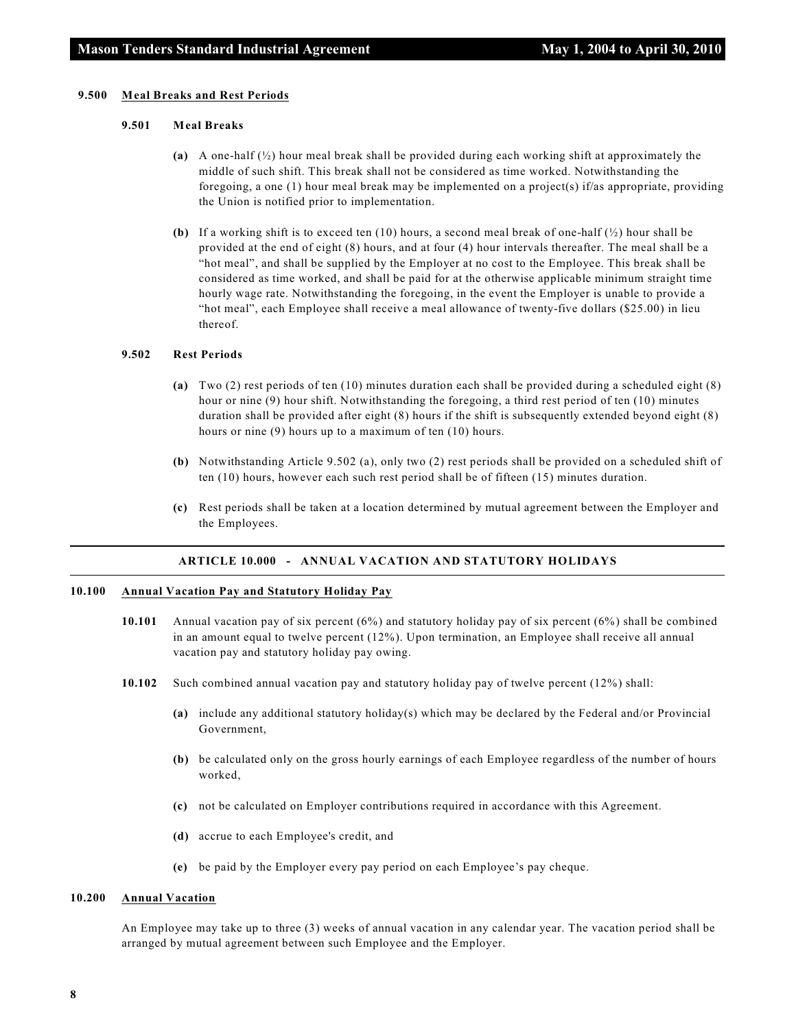#### 9.500 Meal Breaks and Rest Periods

##### 9.501 Meal Breaks

**(a)** A one-half (½) hour meal break shall be provided during each working shift at approximately the middle of such shift. This break shall not be considered as time worked. Notwithstanding the foregoing, a one (1) hour meal break may be implemented on a project(s) if/as appropriate, providing the Union is notified prior to implementation.

**(b)** If a working shift is to exceed ten (10) hours, a second meal break of one-half (½) hour shall be provided at the end of eight (8) hours, and at four (4) hour intervals thereafter. The meal shall be a "hot meal", and shall be supplied by the Employer at no cost to the Employee. This break shall be considered as time worked, and shall be paid for at the otherwise applicable minimum straight time hourly wage rate. Notwithstanding the foregoing, in the event the Employer is unable to provide a "hot meal", each Employee shall receive a meal allowance of twenty-five dollars ($25.00) in lieu thereof.

##### 9.502 Rest Periods

**(a)** Two (2) rest periods of ten (10) minutes duration each shall be provided during a scheduled eight (8) hour or nine (9) hour shift. Notwithstanding the foregoing, a third rest period of ten (10) minutes duration shall be provided after eight (8) hours if the shift is subsequently extended beyond eight (8) hours or nine (9) hours up to a maximum of ten (10) hours.

**(b)** Notwithstanding Article 9.502 (a), only two (2) rest periods shall be provided on a scheduled shift of ten (10) hours, however each such rest period shall be of fifteen (15) minutes duration.

**(c)** Rest periods shall be taken at a location determined by mutual agreement between the Employer and the Employees.

## ARTICLE 10.000 - ANNUAL VACATION AND STATUTORY HOLIDAYS

#### 10.100 Annual Vacation Pay and Statutory Holiday Pay

**10.101** Annual vacation pay of six percent (6%) and statutory holiday pay of six percent (6%) shall be combined in an amount equal to twelve percent (12%). Upon termination, an Employee shall receive all annual vacation pay and statutory holiday pay owing.

**10.102** Such combined annual vacation pay and statutory holiday pay of twelve percent (12%) shall:

**(a)** include any additional statutory holiday(s) which may be declared by the Federal and/or Provincial Government,

**(b)** be calculated only on the gross hourly earnings of each Employee regardless of the number of hours worked,

**(c)** not be calculated on Employer contributions required in accordance with this Agreement.

**(d)** accrue to each Employee's credit, and

**(e)** be paid by the Employer every pay period on each Employee's pay cheque.

#### 10.200 Annual Vacation

An Employee may take up to three (3) weeks of annual vacation in any calendar year. The vacation period shall be arranged by mutual agreement between such Employee and the Employer.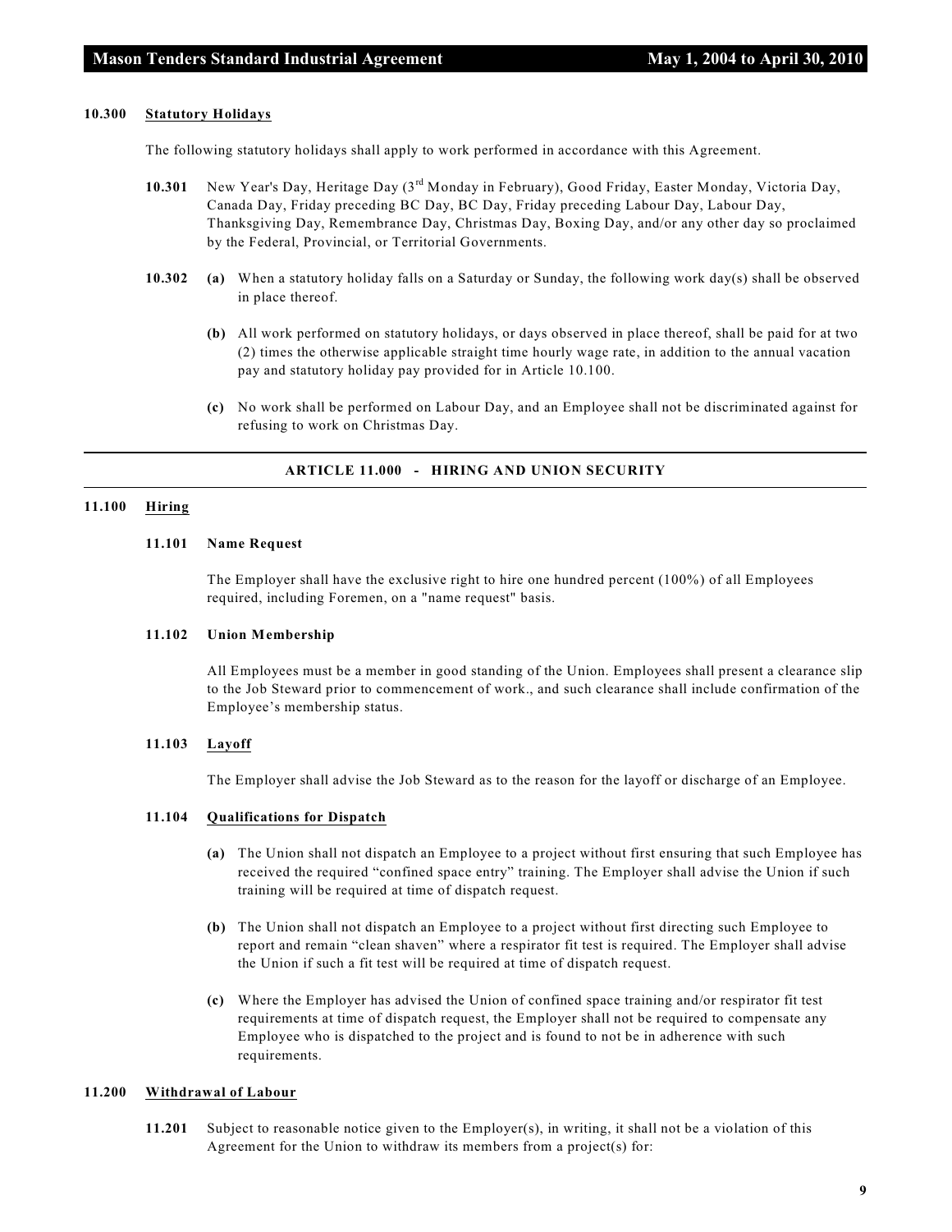#### 10.300 Statutory Holidays

The following statutory holidays shall apply to work performed in accordance with this Agreement.

**10.301** New Year's Day, Heritage Day (3rd Monday in February), Good Friday, Easter Monday, Victoria Day, Canada Day, Friday preceding BC Day, BC Day, Friday preceding Labour Day, Labour Day, Thanksgiving Day, Remembrance Day, Christmas Day, Boxing Day, and/or any other day so proclaimed by the Federal, Provincial, or Territorial Governments.

**10.302** **(a)** When a statutory holiday falls on a Saturday or Sunday, the following work day(s) shall be observed in place thereof.

**(b)** All work performed on statutory holidays, or days observed in place thereof, shall be paid for at two (2) times the otherwise applicable straight time hourly wage rate, in addition to the annual vacation pay and statutory holiday pay provided for in Article 10.100.

**(c)** No work shall be performed on Labour Day, and an Employee shall not be discriminated against for refusing to work on Christmas Day.

---

## ARTICLE 11.000 - HIRING AND UNION SECURITY

---

#### 11.100 Hiring

**11.101 Name Request**

The Employer shall have the exclusive right to hire one hundred percent (100%) of all Employees required, including Foremen, on a "name request" basis.

**11.102 Union Membership**

All Employees must be a member in good standing of the Union. Employees shall present a clearance slip to the Job Steward prior to commencement of work., and such clearance shall include confirmation of the Employee's membership status.

**11.103 Layoff**

The Employer shall advise the Job Steward as to the reason for the layoff or discharge of an Employee.

**11.104 Qualifications for Dispatch**

**(a)** The Union shall not dispatch an Employee to a project without first ensuring that such Employee has received the required "confined space entry" training. The Employer shall advise the Union if such training will be required at time of dispatch request.

**(b)** The Union shall not dispatch an Employee to a project without first directing such Employee to report and remain "clean shaven" where a respirator fit test is required. The Employer shall advise the Union if such a fit test will be required at time of dispatch request.

**(c)** Where the Employer has advised the Union of confined space training and/or respirator fit test requirements at time of dispatch request, the Employer shall not be required to compensate any Employee who is dispatched to the project and is found to not be in adherence with such requirements.

#### 11.200 Withdrawal of Labour

**11.201** Subject to reasonable notice given to the Employer(s), in writing, it shall not be a violation of this Agreement for the Union to withdraw its members from a project(s) for: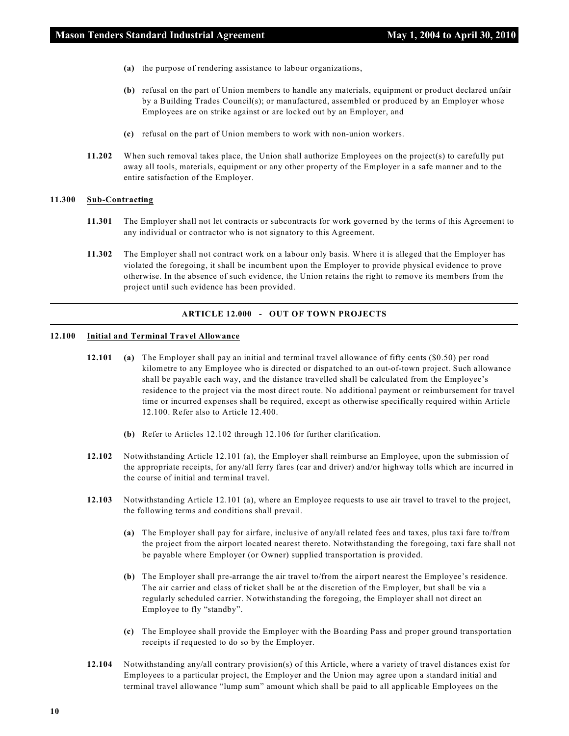**(a)** the purpose of rendering assistance to labour organizations,

**(b)** refusal on the part of Union members to handle any materials, equipment or product declared unfair by a Building Trades Council(s); or manufactured, assembled or produced by an Employer whose Employees are on strike against or are locked out by an Employer, and

**(c)** refusal on the part of Union members to work with non-union workers.

**11.202** When such removal takes place, the Union shall authorize Employees on the project(s) to carefully put away all tools, materials, equipment or any other property of the Employer in a safe manner and to the entire satisfaction of the Employer.

**11.300 Sub-Contracting**

**11.301** The Employer shall not let contracts or subcontracts for work governed by the terms of this Agreement to any individual or contractor who is not signatory to this Agreement.

**11.302** The Employer shall not contract work on a labour only basis. Where it is alleged that the Employer has violated the foregoing, it shall be incumbent upon the Employer to provide physical evidence to prove otherwise. In the absence of such evidence, the Union retains the right to remove its members from the project until such evidence has been provided.

## ARTICLE 12.000 - OUT OF TOWN PROJECTS

**12.100 Initial and Terminal Travel Allowance**

**12.101** **(a)** The Employer shall pay an initial and terminal travel allowance of fifty cents ($0.50) per road kilometre to any Employee who is directed or dispatched to an out-of-town project. Such allowance shall be payable each way, and the distance travelled shall be calculated from the Employee's residence to the project via the most direct route. No additional payment or reimbursement for travel time or incurred expenses shall be required, except as otherwise specifically required within Article 12.100. Refer also to Article 12.400.

**(b)** Refer to Articles 12.102 through 12.106 for further clarification.

**12.102** Notwithstanding Article 12.101 (a), the Employer shall reimburse an Employee, upon the submission of the appropriate receipts, for any/all ferry fares (car and driver) and/or highway tolls which are incurred in the course of initial and terminal travel.

**12.103** Notwithstanding Article 12.101 (a), where an Employee requests to use air travel to travel to the project, the following terms and conditions shall prevail.

**(a)** The Employer shall pay for airfare, inclusive of any/all related fees and taxes, plus taxi fare to/from the project from the airport located nearest thereto. Notwithstanding the foregoing, taxi fare shall not be payable where Employer (or Owner) supplied transportation is provided.

**(b)** The Employer shall pre-arrange the air travel to/from the airport nearest the Employee's residence. The air carrier and class of ticket shall be at the discretion of the Employer, but shall be via a regularly scheduled carrier. Notwithstanding the foregoing, the Employer shall not direct an Employee to fly "standby".

**(c)** The Employee shall provide the Employer with the Boarding Pass and proper ground transportation receipts if requested to do so by the Employer.

**12.104** Notwithstanding any/all contrary provision(s) of this Article, where a variety of travel distances exist for Employees to a particular project, the Employer and the Union may agree upon a standard initial and terminal travel allowance "lump sum" amount which shall be paid to all applicable Employees on the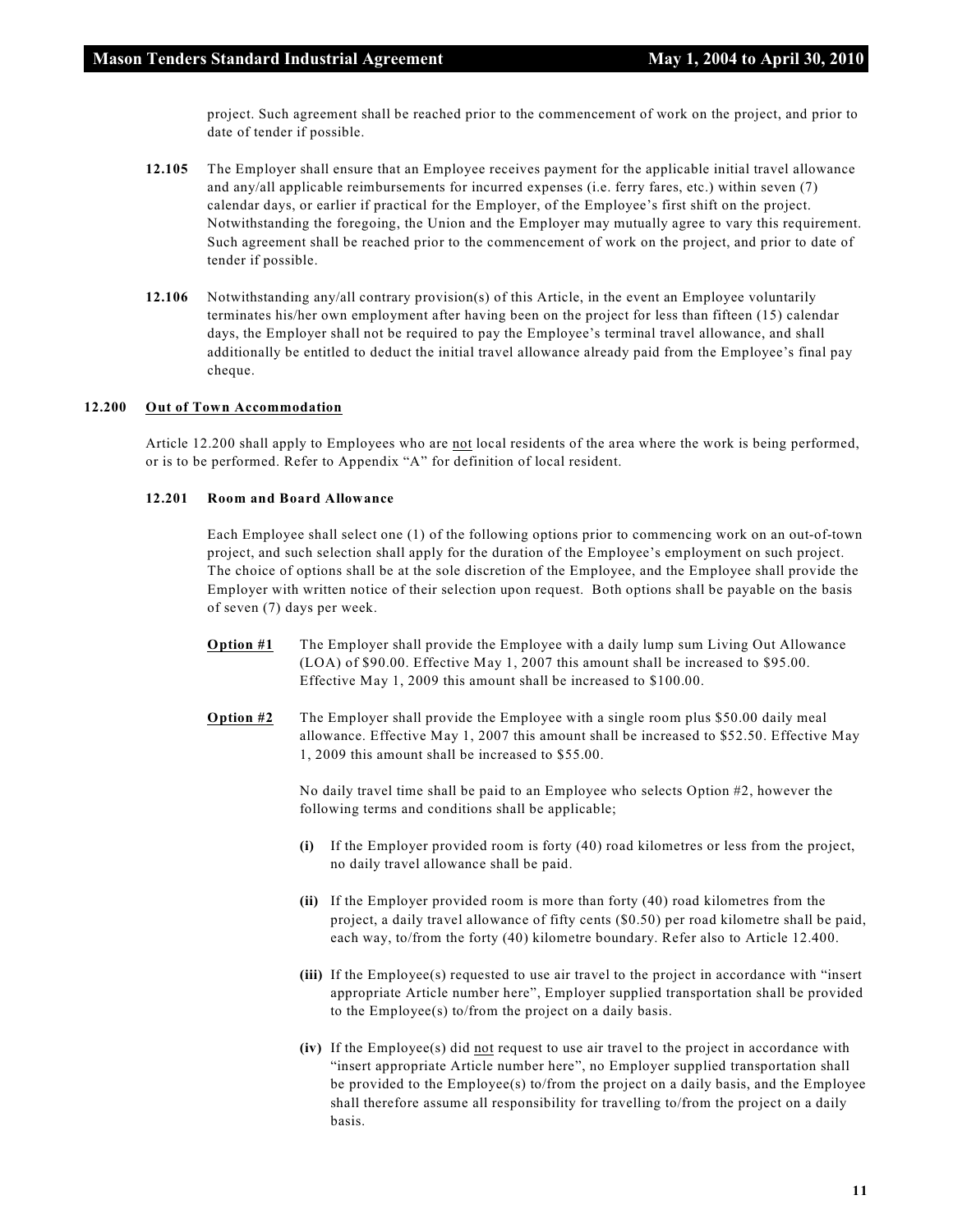project. Such agreement shall be reached prior to the commencement of work on the project, and prior to date of tender if possible.

**12.105** The Employer shall ensure that an Employee receives payment for the applicable initial travel allowance and any/all applicable reimbursements for incurred expenses (i.e. ferry fares, etc.) within seven (7) calendar days, or earlier if practical for the Employer, of the Employee's first shift on the project. Notwithstanding the foregoing, the Union and the Employer may mutually agree to vary this requirement. Such agreement shall be reached prior to the commencement of work on the project, and prior to date of tender if possible.

**12.106** Notwithstanding any/all contrary provision(s) of this Article, in the event an Employee voluntarily terminates his/her own employment after having been on the project for less than fifteen (15) calendar days, the Employer shall not be required to pay the Employee's terminal travel allowance, and shall additionally be entitled to deduct the initial travel allowance already paid from the Employee's final pay cheque.

## 12.200 Out of Town Accommodation

Article 12.200 shall apply to Employees who are not local residents of the area where the work is being performed, or is to be performed. Refer to Appendix "A" for definition of local resident.

### 12.201 Room and Board Allowance

Each Employee shall select one (1) of the following options prior to commencing work on an out-of-town project, and such selection shall apply for the duration of the Employee's employment on such project. The choice of options shall be at the sole discretion of the Employee, and the Employee shall provide the Employer with written notice of their selection upon request. Both options shall be payable on the basis of seven (7) days per week.

**Option #1** The Employer shall provide the Employee with a daily lump sum Living Out Allowance (LOA) of $90.00. Effective May 1, 2007 this amount shall be increased to $95.00. Effective May 1, 2009 this amount shall be increased to $100.00.

**Option #2** The Employer shall provide the Employee with a single room plus $50.00 daily meal allowance. Effective May 1, 2007 this amount shall be increased to $52.50. Effective May 1, 2009 this amount shall be increased to $55.00.

No daily travel time shall be paid to an Employee who selects Option #2, however the following terms and conditions shall be applicable;

**(i)** If the Employer provided room is forty (40) road kilometres or less from the project, no daily travel allowance shall be paid.

**(ii)** If the Employer provided room is more than forty (40) road kilometres from the project, a daily travel allowance of fifty cents ($0.50) per road kilometre shall be paid, each way, to/from the forty (40) kilometre boundary. Refer also to Article 12.400.

**(iii)** If the Employee(s) requested to use air travel to the project in accordance with "insert appropriate Article number here", Employer supplied transportation shall be provided to the Employee(s) to/from the project on a daily basis.

**(iv)** If the Employee(s) did not request to use air travel to the project in accordance with "insert appropriate Article number here", no Employer supplied transportation shall be provided to the Employee(s) to/from the project on a daily basis, and the Employee shall therefore assume all responsibility for travelling to/from the project on a daily basis.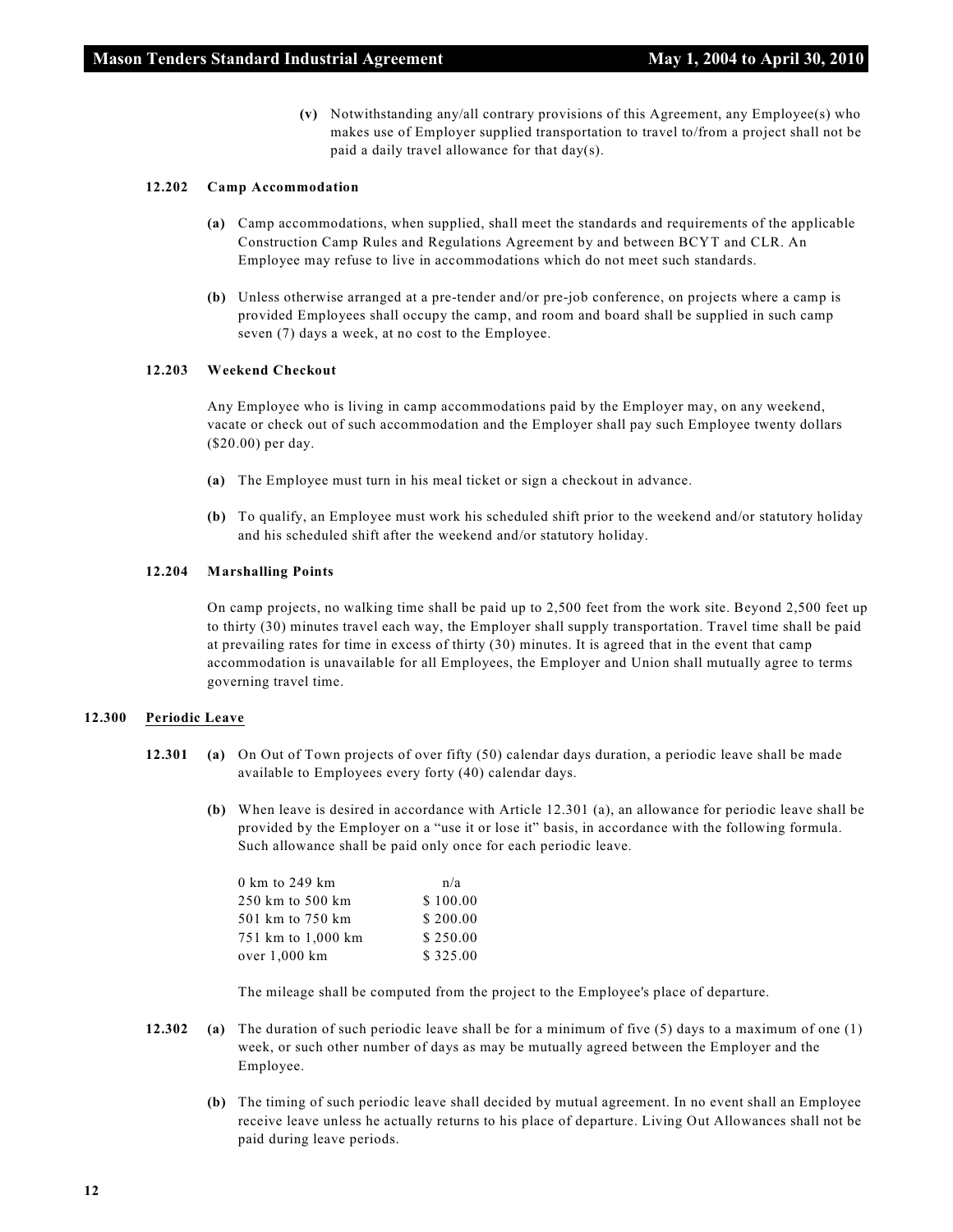**(v)** Notwithstanding any/all contrary provisions of this Agreement, any Employee(s) who makes use of Employer supplied transportation to travel to/from a project shall not be paid a daily travel allowance for that day(s).

#### 12.202 Camp Accommodation

**(a)** Camp accommodations, when supplied, shall meet the standards and requirements of the applicable Construction Camp Rules and Regulations Agreement by and between BCYT and CLR. An Employee may refuse to live in accommodations which do not meet such standards.

**(b)** Unless otherwise arranged at a pre-tender and/or pre-job conference, on projects where a camp is provided Employees shall occupy the camp, and room and board shall be supplied in such camp seven (7) days a week, at no cost to the Employee.

#### 12.203 Weekend Checkout

Any Employee who is living in camp accommodations paid by the Employer may, on any weekend, vacate or check out of such accommodation and the Employer shall pay such Employee twenty dollars ($20.00) per day.

**(a)** The Employee must turn in his meal ticket or sign a checkout in advance.

**(b)** To qualify, an Employee must work his scheduled shift prior to the weekend and/or statutory holiday and his scheduled shift after the weekend and/or statutory holiday.

#### 12.204 Marshalling Points

On camp projects, no walking time shall be paid up to 2,500 feet from the work site. Beyond 2,500 feet up to thirty (30) minutes travel each way, the Employer shall supply transportation. Travel time shall be paid at prevailing rates for time in excess of thirty (30) minutes. It is agreed that in the event that camp accommodation is unavailable for all Employees, the Employer and Union shall mutually agree to terms governing travel time.

### 12.300 Periodic Leave

**12.301** **(a)** On Out of Town projects of over fifty (50) calendar days duration, a periodic leave shall be made available to Employees every forty (40) calendar days.

**(b)** When leave is desired in accordance with Article 12.301 (a), an allowance for periodic leave shall be provided by the Employer on a "use it or lose it" basis, in accordance with the following formula. Such allowance shall be paid only once for each periodic leave.

| | |
|---|---|
| 0 km to 249 km | n/a |
| 250 km to 500 km | $ 100.00 |
| 501 km to 750 km | $ 200.00 |
| 751 km to 1,000 km | $ 250.00 |
| over 1,000 km | $ 325.00 |

The mileage shall be computed from the project to the Employee's place of departure.

**12.302** **(a)** The duration of such periodic leave shall be for a minimum of five (5) days to a maximum of one (1) week, or such other number of days as may be mutually agreed between the Employer and the Employee.

**(b)** The timing of such periodic leave shall decided by mutual agreement. In no event shall an Employee receive leave unless he actually returns to his place of departure. Living Out Allowances shall not be paid during leave periods.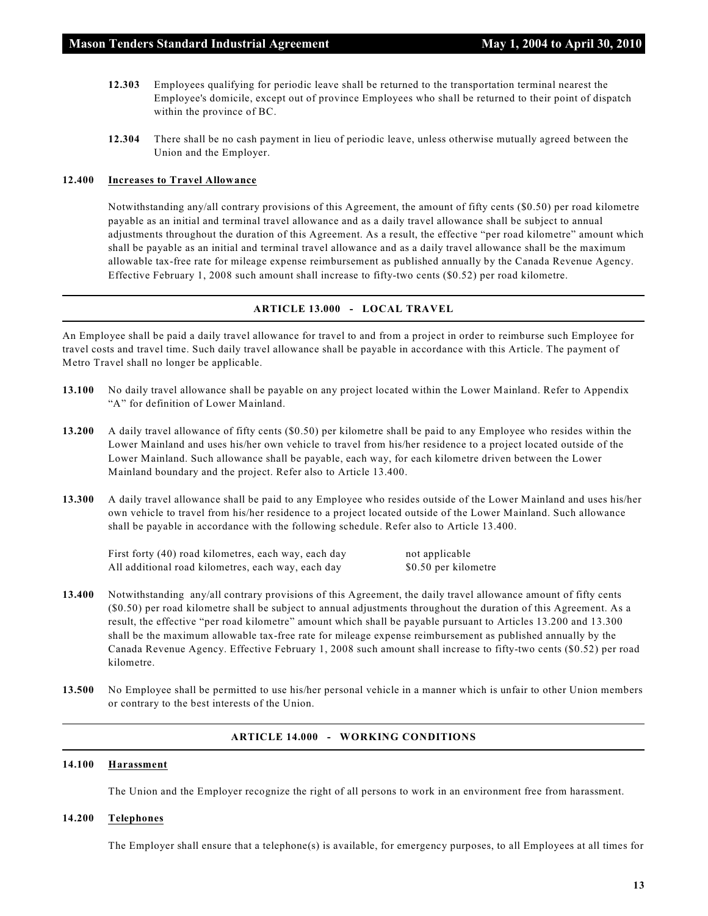**12.303** Employees qualifying for periodic leave shall be returned to the transportation terminal nearest the Employee's domicile, except out of province Employees who shall be returned to their point of dispatch within the province of BC.

**12.304** There shall be no cash payment in lieu of periodic leave, unless otherwise mutually agreed between the Union and the Employer.

**12.400 Increases to Travel Allowance**

Notwithstanding any/all contrary provisions of this Agreement, the amount of fifty cents ($0.50) per road kilometre payable as an initial and terminal travel allowance and as a daily travel allowance shall be subject to annual adjustments throughout the duration of this Agreement. As a result, the effective "per road kilometre" amount which shall be payable as an initial and terminal travel allowance and as a daily travel allowance shall be the maximum allowable tax-free rate for mileage expense reimbursement as published annually by the Canada Revenue Agency. Effective February 1, 2008 such amount shall increase to fifty-two cents ($0.52) per road kilometre.

## ARTICLE 13.000 - LOCAL TRAVEL

An Employee shall be paid a daily travel allowance for travel to and from a project in order to reimburse such Employee for travel costs and travel time. Such daily travel allowance shall be payable in accordance with this Article. The payment of Metro Travel shall no longer be applicable.

**13.100** No daily travel allowance shall be payable on any project located within the Lower Mainland. Refer to Appendix "A" for definition of Lower Mainland.

**13.200** A daily travel allowance of fifty cents ($0.50) per kilometre shall be paid to any Employee who resides within the Lower Mainland and uses his/her own vehicle to travel from his/her residence to a project located outside of the Lower Mainland. Such allowance shall be payable, each way, for each kilometre driven between the Lower Mainland boundary and the project. Refer also to Article 13.400.

**13.300** A daily travel allowance shall be paid to any Employee who resides outside of the Lower Mainland and uses his/her own vehicle to travel from his/her residence to a project located outside of the Lower Mainland. Such allowance shall be payable in accordance with the following schedule. Refer also to Article 13.400.

| | |
|---|---|
| First forty (40) road kilometres, each way, each day | not applicable |
| All additional road kilometres, each way, each day | $0.50 per kilometre |

**13.400** Notwithstanding any/all contrary provisions of this Agreement, the daily travel allowance amount of fifty cents ($0.50) per road kilometre shall be subject to annual adjustments throughout the duration of this Agreement. As a result, the effective "per road kilometre" amount which shall be payable pursuant to Articles 13.200 and 13.300 shall be the maximum allowable tax-free rate for mileage expense reimbursement as published annually by the Canada Revenue Agency. Effective February 1, 2008 such amount shall increase to fifty-two cents ($0.52) per road kilometre.

**13.500** No Employee shall be permitted to use his/her personal vehicle in a manner which is unfair to other Union members or contrary to the best interests of the Union.

## ARTICLE 14.000 - WORKING CONDITIONS

**14.100 Harassment**

The Union and the Employer recognize the right of all persons to work in an environment free from harassment.

**14.200 Telephones**

The Employer shall ensure that a telephone(s) is available, for emergency purposes, to all Employees at all times for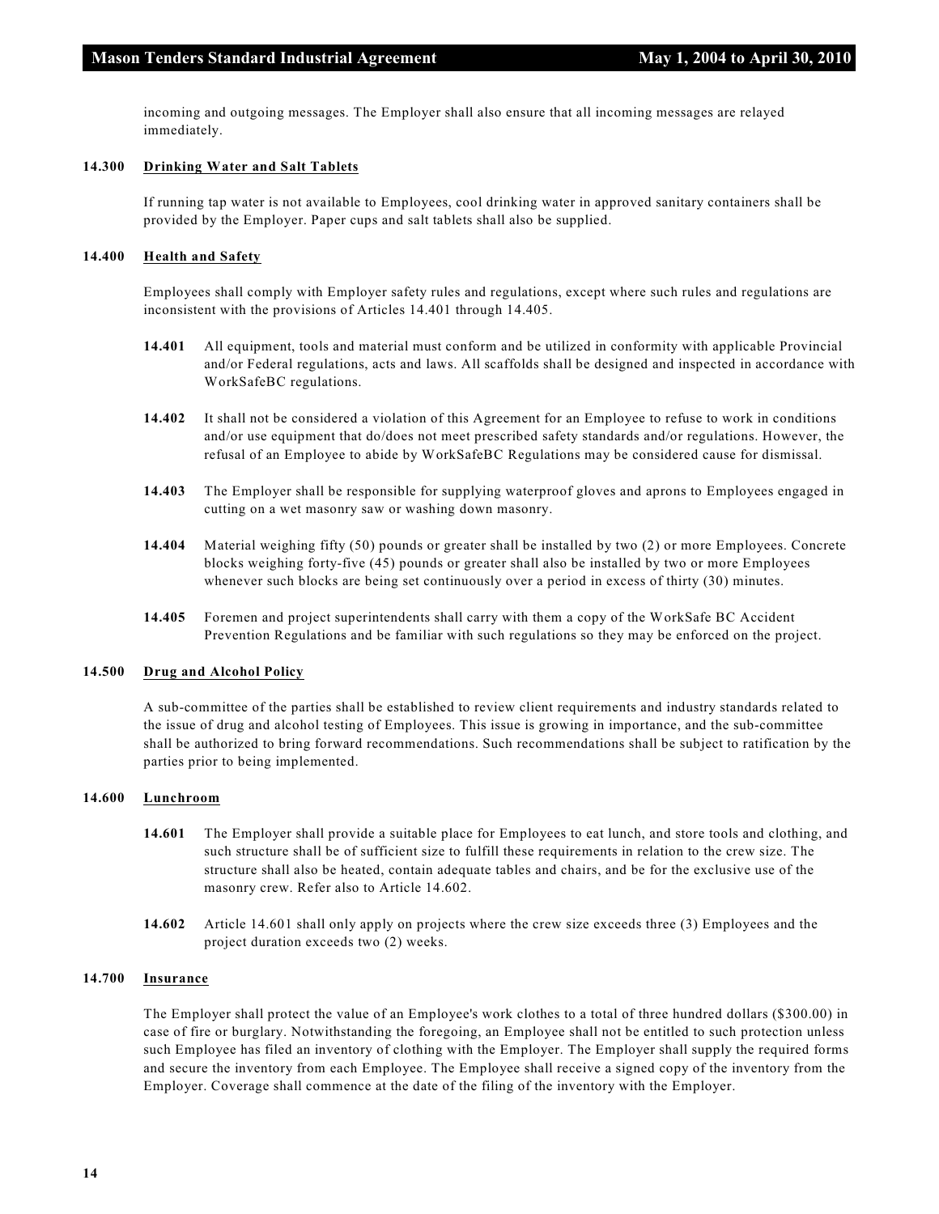incoming and outgoing messages. The Employer shall also ensure that all incoming messages are relayed immediately.

### 14.300 Drinking Water and Salt Tablets

If running tap water is not available to Employees, cool drinking water in approved sanitary containers shall be provided by the Employer. Paper cups and salt tablets shall also be supplied.

### 14.400 Health and Safety

Employees shall comply with Employer safety rules and regulations, except where such rules and regulations are inconsistent with the provisions of Articles 14.401 through 14.405.

**14.401** All equipment, tools and material must conform and be utilized in conformity with applicable Provincial and/or Federal regulations, acts and laws. All scaffolds shall be designed and inspected in accordance with WorkSafeBC regulations.

**14.402** It shall not be considered a violation of this Agreement for an Employee to refuse to work in conditions and/or use equipment that do/does not meet prescribed safety standards and/or regulations. However, the refusal of an Employee to abide by WorkSafeBC Regulations may be considered cause for dismissal.

**14.403** The Employer shall be responsible for supplying waterproof gloves and aprons to Employees engaged in cutting on a wet masonry saw or washing down masonry.

**14.404** Material weighing fifty (50) pounds or greater shall be installed by two (2) or more Employees. Concrete blocks weighing forty-five (45) pounds or greater shall also be installed by two or more Employees whenever such blocks are being set continuously over a period in excess of thirty (30) minutes.

**14.405** Foremen and project superintendents shall carry with them a copy of the WorkSafe BC Accident Prevention Regulations and be familiar with such regulations so they may be enforced on the project.

### 14.500 Drug and Alcohol Policy

A sub-committee of the parties shall be established to review client requirements and industry standards related to the issue of drug and alcohol testing of Employees. This issue is growing in importance, and the sub-committee shall be authorized to bring forward recommendations. Such recommendations shall be subject to ratification by the parties prior to being implemented.

### 14.600 Lunchroom

**14.601** The Employer shall provide a suitable place for Employees to eat lunch, and store tools and clothing, and such structure shall be of sufficient size to fulfill these requirements in relation to the crew size. The structure shall also be heated, contain adequate tables and chairs, and be for the exclusive use of the masonry crew. Refer also to Article 14.602.

**14.602** Article 14.601 shall only apply on projects where the crew size exceeds three (3) Employees and the project duration exceeds two (2) weeks.

### 14.700 Insurance

The Employer shall protect the value of an Employee's work clothes to a total of three hundred dollars ($300.00) in case of fire or burglary. Notwithstanding the foregoing, an Employee shall not be entitled to such protection unless such Employee has filed an inventory of clothing with the Employer. The Employer shall supply the required forms and secure the inventory from each Employee. The Employee shall receive a signed copy of the inventory from the Employer. Coverage shall commence at the date of the filing of the inventory with the Employer.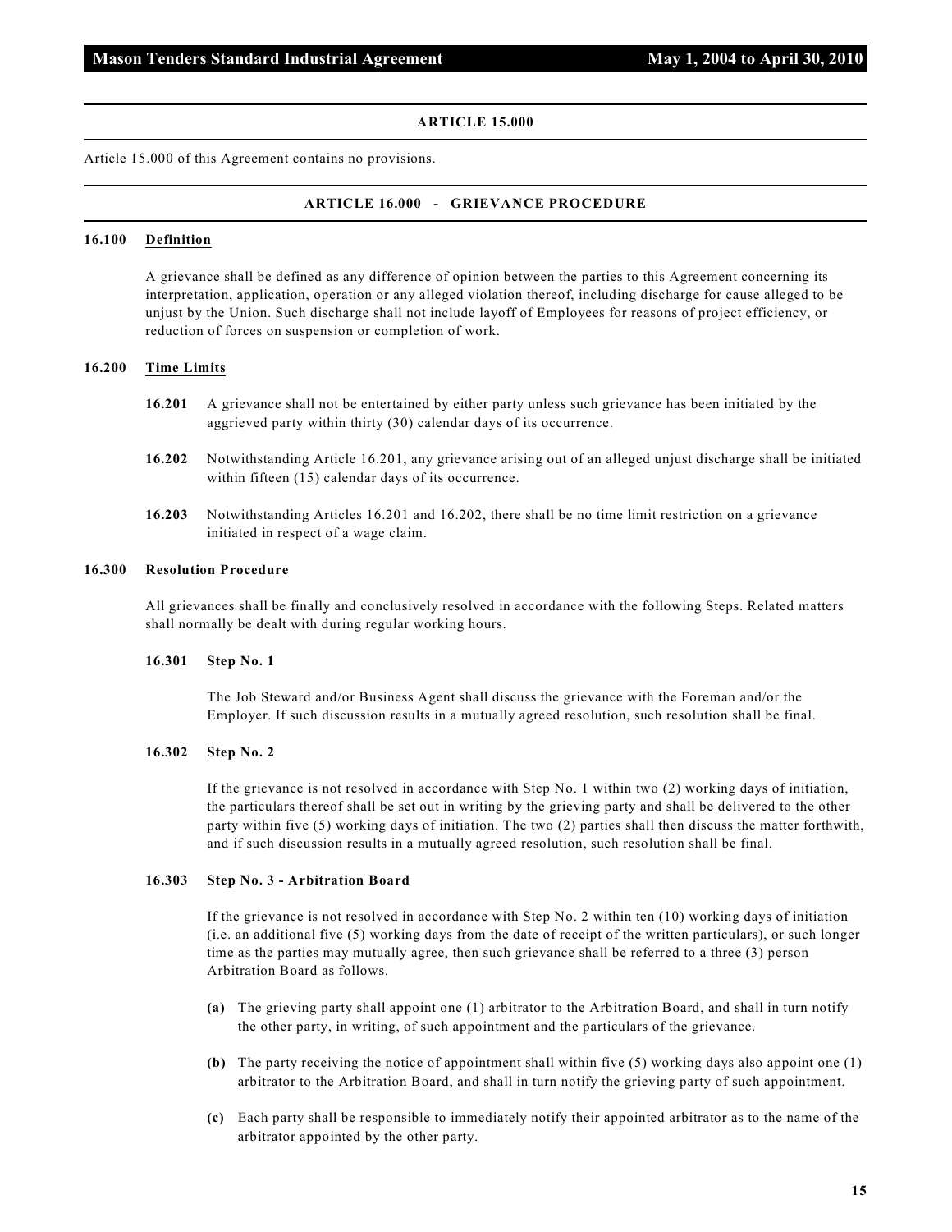## ARTICLE 15.000

Article 15.000 of this Agreement contains no provisions.

## ARTICLE 16.000 - GRIEVANCE PROCEDURE

**16.100 Definition**

A grievance shall be defined as any difference of opinion between the parties to this Agreement concerning its interpretation, application, operation or any alleged violation thereof, including discharge for cause alleged to be unjust by the Union. Such discharge shall not include layoff of Employees for reasons of project efficiency, or reduction of forces on suspension or completion of work.

**16.200 Time Limits**

**16.201** A grievance shall not be entertained by either party unless such grievance has been initiated by the aggrieved party within thirty (30) calendar days of its occurrence.

**16.202** Notwithstanding Article 16.201, any grievance arising out of an alleged unjust discharge shall be initiated within fifteen (15) calendar days of its occurrence.

**16.203** Notwithstanding Articles 16.201 and 16.202, there shall be no time limit restriction on a grievance initiated in respect of a wage claim.

**16.300 Resolution Procedure**

All grievances shall be finally and conclusively resolved in accordance with the following Steps. Related matters shall normally be dealt with during regular working hours.

**16.301 Step No. 1**

The Job Steward and/or Business Agent shall discuss the grievance with the Foreman and/or the Employer. If such discussion results in a mutually agreed resolution, such resolution shall be final.

**16.302 Step No. 2**

If the grievance is not resolved in accordance with Step No. 1 within two (2) working days of initiation, the particulars thereof shall be set out in writing by the grieving party and shall be delivered to the other party within five (5) working days of initiation. The two (2) parties shall then discuss the matter forthwith, and if such discussion results in a mutually agreed resolution, such resolution shall be final.

**16.303 Step No. 3 - Arbitration Board**

If the grievance is not resolved in accordance with Step No. 2 within ten (10) working days of initiation (i.e. an additional five (5) working days from the date of receipt of the written particulars), or such longer time as the parties may mutually agree, then such grievance shall be referred to a three (3) person Arbitration Board as follows.

**(a)** The grieving party shall appoint one (1) arbitrator to the Arbitration Board, and shall in turn notify the other party, in writing, of such appointment and the particulars of the grievance.

**(b)** The party receiving the notice of appointment shall within five (5) working days also appoint one (1) arbitrator to the Arbitration Board, and shall in turn notify the grieving party of such appointment.

**(c)** Each party shall be responsible to immediately notify their appointed arbitrator as to the name of the arbitrator appointed by the other party.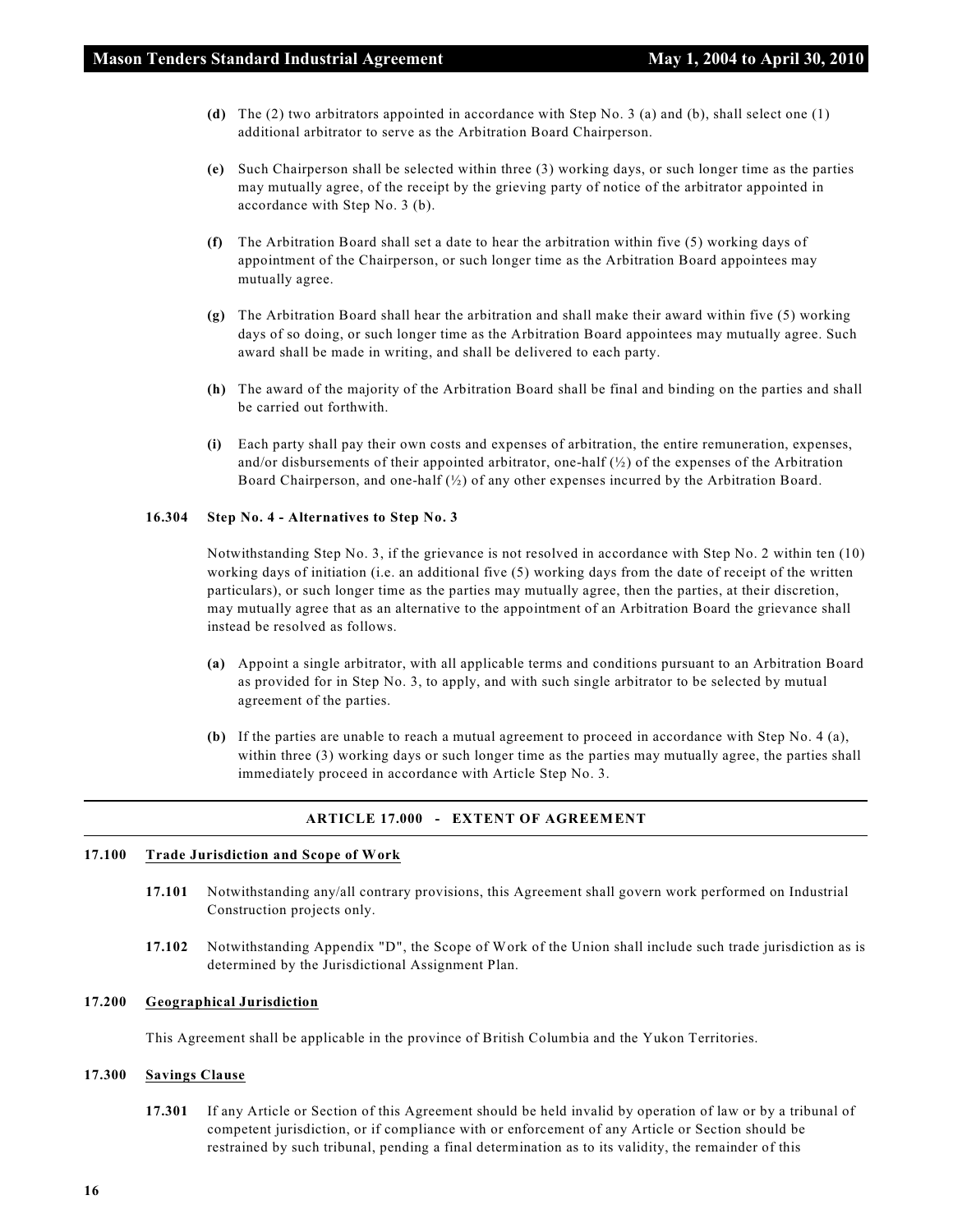**(d)** The (2) two arbitrators appointed in accordance with Step No. 3 (a) and (b), shall select one (1) additional arbitrator to serve as the Arbitration Board Chairperson.

**(e)** Such Chairperson shall be selected within three (3) working days, or such longer time as the parties may mutually agree, of the receipt by the grieving party of notice of the arbitrator appointed in accordance with Step No. 3 (b).

**(f)** The Arbitration Board shall set a date to hear the arbitration within five (5) working days of appointment of the Chairperson, or such longer time as the Arbitration Board appointees may mutually agree.

**(g)** The Arbitration Board shall hear the arbitration and shall make their award within five (5) working days of so doing, or such longer time as the Arbitration Board appointees may mutually agree. Such award shall be made in writing, and shall be delivered to each party.

**(h)** The award of the majority of the Arbitration Board shall be final and binding on the parties and shall be carried out forthwith.

**(i)** Each party shall pay their own costs and expenses of arbitration, the entire remuneration, expenses, and/or disbursements of their appointed arbitrator, one-half (½) of the expenses of the Arbitration Board Chairperson, and one-half (½) of any other expenses incurred by the Arbitration Board.

**16.304 Step No. 4 - Alternatives to Step No. 3**

Notwithstanding Step No. 3, if the grievance is not resolved in accordance with Step No. 2 within ten (10) working days of initiation (i.e. an additional five (5) working days from the date of receipt of the written particulars), or such longer time as the parties may mutually agree, then the parties, at their discretion, may mutually agree that as an alternative to the appointment of an Arbitration Board the grievance shall instead be resolved as follows.

**(a)** Appoint a single arbitrator, with all applicable terms and conditions pursuant to an Arbitration Board as provided for in Step No. 3, to apply, and with such single arbitrator to be selected by mutual agreement of the parties.

**(b)** If the parties are unable to reach a mutual agreement to proceed in accordance with Step No. 4 (a), within three (3) working days or such longer time as the parties may mutually agree, the parties shall immediately proceed in accordance with Article Step No. 3.

## ARTICLE 17.000 - EXTENT OF AGREEMENT

**17.100 Trade Jurisdiction and Scope of Work**

**17.101** Notwithstanding any/all contrary provisions, this Agreement shall govern work performed on Industrial Construction projects only.

**17.102** Notwithstanding Appendix "D", the Scope of Work of the Union shall include such trade jurisdiction as is determined by the Jurisdictional Assignment Plan.

**17.200 Geographical Jurisdiction**

This Agreement shall be applicable in the province of British Columbia and the Yukon Territories.

**17.300 Savings Clause**

**17.301** If any Article or Section of this Agreement should be held invalid by operation of law or by a tribunal of competent jurisdiction, or if compliance with or enforcement of any Article or Section should be restrained by such tribunal, pending a final determination as to its validity, the remainder of this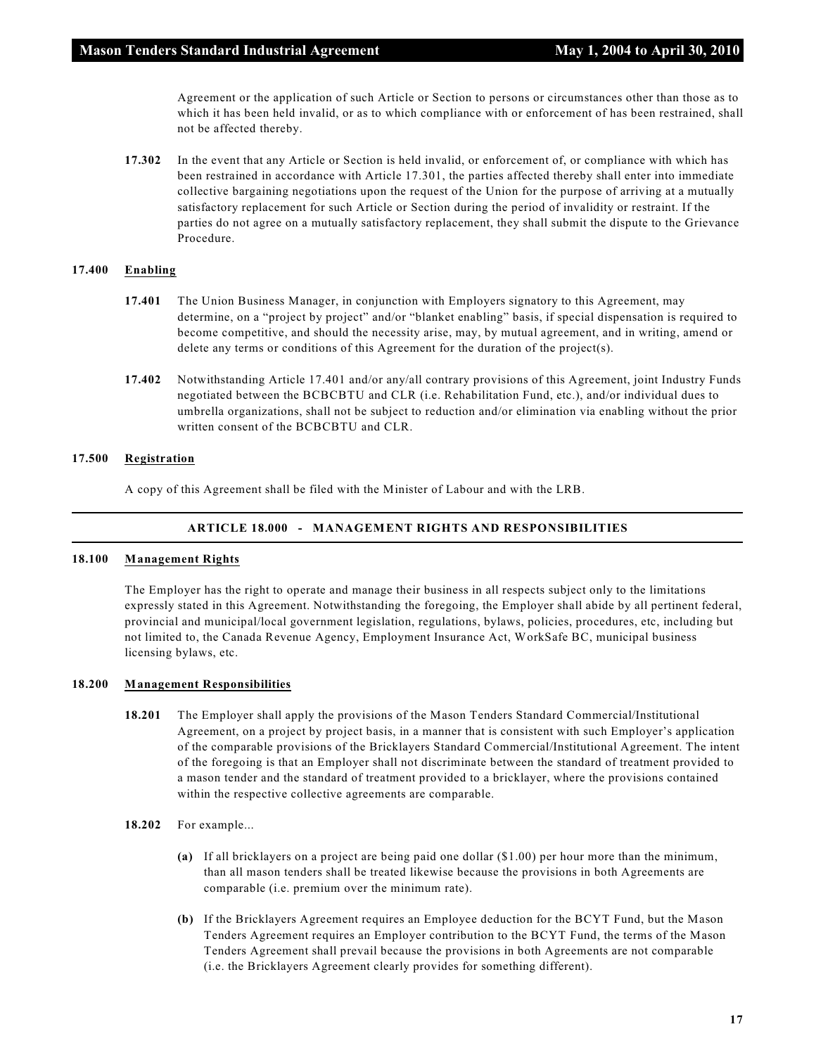Agreement or the application of such Article or Section to persons or circumstances other than those as to which it has been held invalid, or as to which compliance with or enforcement of has been restrained, shall not be affected thereby.

**17.302** In the event that any Article or Section is held invalid, or enforcement of, or compliance with which has been restrained in accordance with Article 17.301, the parties affected thereby shall enter into immediate collective bargaining negotiations upon the request of the Union for the purpose of arriving at a mutually satisfactory replacement for such Article or Section during the period of invalidity or restraint. If the parties do not agree on a mutually satisfactory replacement, they shall submit the dispute to the Grievance Procedure.

### 17.400 Enabling

**17.401** The Union Business Manager, in conjunction with Employers signatory to this Agreement, may determine, on a "project by project" and/or "blanket enabling" basis, if special dispensation is required to become competitive, and should the necessity arise, may, by mutual agreement, and in writing, amend or delete any terms or conditions of this Agreement for the duration of the project(s).

**17.402** Notwithstanding Article 17.401 and/or any/all contrary provisions of this Agreement, joint Industry Funds negotiated between the BCBCBTU and CLR (i.e. Rehabilitation Fund, etc.), and/or individual dues to umbrella organizations, shall not be subject to reduction and/or elimination via enabling without the prior written consent of the BCBCBTU and CLR.

### 17.500 Registration

A copy of this Agreement shall be filed with the Minister of Labour and with the LRB.

## ARTICLE 18.000 - MANAGEMENT RIGHTS AND RESPONSIBILITIES

### 18.100 Management Rights

The Employer has the right to operate and manage their business in all respects subject only to the limitations expressly stated in this Agreement. Notwithstanding the foregoing, the Employer shall abide by all pertinent federal, provincial and municipal/local government legislation, regulations, bylaws, policies, procedures, etc, including but not limited to, the Canada Revenue Agency, Employment Insurance Act, WorkSafe BC, municipal business licensing bylaws, etc.

### 18.200 Management Responsibilities

**18.201** The Employer shall apply the provisions of the Mason Tenders Standard Commercial/Institutional Agreement, on a project by project basis, in a manner that is consistent with such Employer's application of the comparable provisions of the Bricklayers Standard Commercial/Institutional Agreement. The intent of the foregoing is that an Employer shall not discriminate between the standard of treatment provided to a mason tender and the standard of treatment provided to a bricklayer, where the provisions contained within the respective collective agreements are comparable.

**18.202** For example...

**(a)** If all bricklayers on a project are being paid one dollar ($1.00) per hour more than the minimum, than all mason tenders shall be treated likewise because the provisions in both Agreements are comparable (i.e. premium over the minimum rate).

**(b)** If the Bricklayers Agreement requires an Employee deduction for the BCYT Fund, but the Mason Tenders Agreement requires an Employer contribution to the BCYT Fund, the terms of the Mason Tenders Agreement shall prevail because the provisions in both Agreements are not comparable (i.e. the Bricklayers Agreement clearly provides for something different).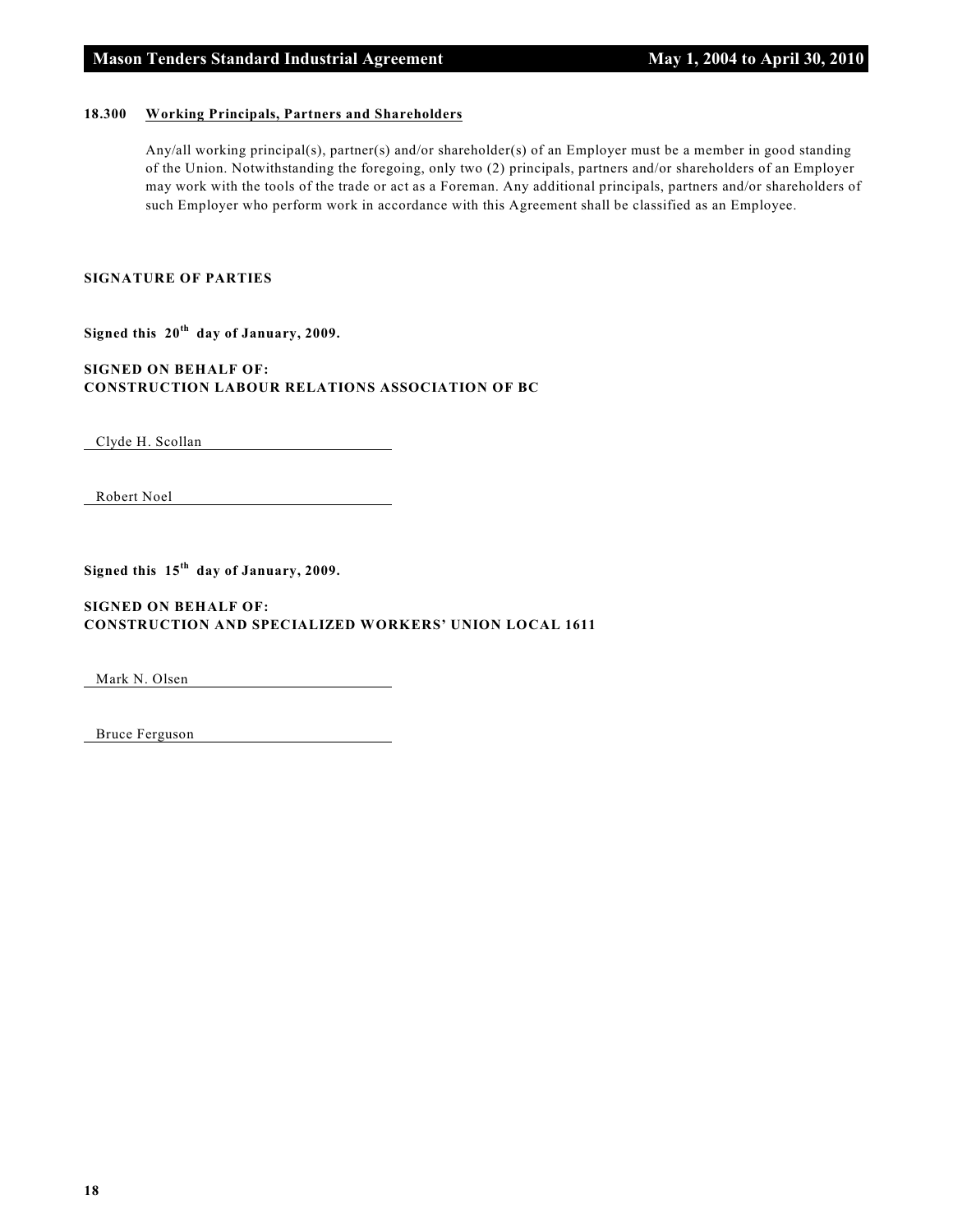**18.300 Working Principals, Partners and Shareholders**

Any/all working principal(s), partner(s) and/or shareholder(s) of an Employer must be a member in good standing of the Union. Notwithstanding the foregoing, only two (2) principals, partners and/or shareholders of an Employer may work with the tools of the trade or act as a Foreman. Any additional principals, partners and/or shareholders of such Employer who perform work in accordance with this Agreement shall be classified as an Employee.

**SIGNATURE OF PARTIES**

**Signed this 20th day of January, 2009.**

**SIGNED ON BEHALF OF:**
**CONSTRUCTION LABOUR RELATIONS ASSOCIATION OF BC**

Clyde H. Scollan

Robert Noel

**Signed this 15th day of January, 2009.**

**SIGNED ON BEHALF OF:**
**CONSTRUCTION AND SPECIALIZED WORKERS' UNION LOCAL 1611**

Mark N. Olsen

Bruce Ferguson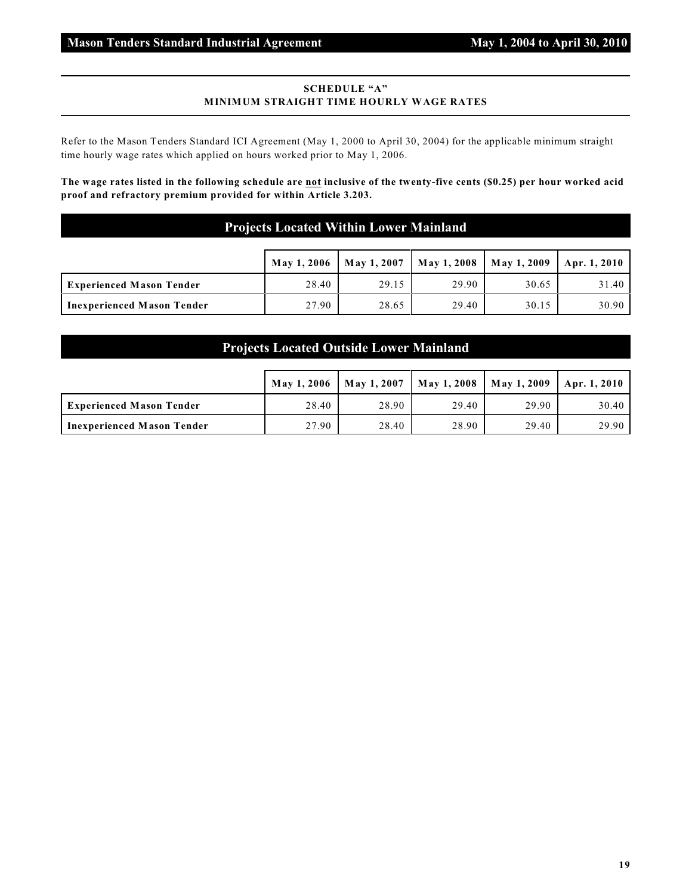## SCHEDULE "A"
## MINIMUM STRAIGHT TIME HOURLY WAGE RATES

Refer to the Mason Tenders Standard ICI Agreement (May 1, 2000 to April 30, 2004) for the applicable minimum straight time hourly wage rates which applied on hours worked prior to May 1, 2006.

**The wage rates listed in the following schedule are not inclusive of the twenty-five cents ($0.25) per hour worked acid proof and refractory premium provided for within Article 3.203.**

### Projects Located Within Lower Mainland

| | May 1, 2006 | May 1, 2007 | May 1, 2008 | May 1, 2009 | Apr. 1, 2010 |
|---|---|---|---|---|---|
| **Experienced Mason Tender** | 28.40 | 29.15 | 29.90 | 30.65 | 31.40 |
| **Inexperienced Mason Tender** | 27.90 | 28.65 | 29.40 | 30.15 | 30.90 |

### Projects Located Outside Lower Mainland

| | May 1, 2006 | May 1, 2007 | May 1, 2008 | May 1, 2009 | Apr. 1, 2010 |
|---|---|---|---|---|---|
| **Experienced Mason Tender** | 28.40 | 28.90 | 29.40 | 29.90 | 30.40 |
| **Inexperienced Mason Tender** | 27.90 | 28.40 | 28.90 | 29.40 | 29.90 |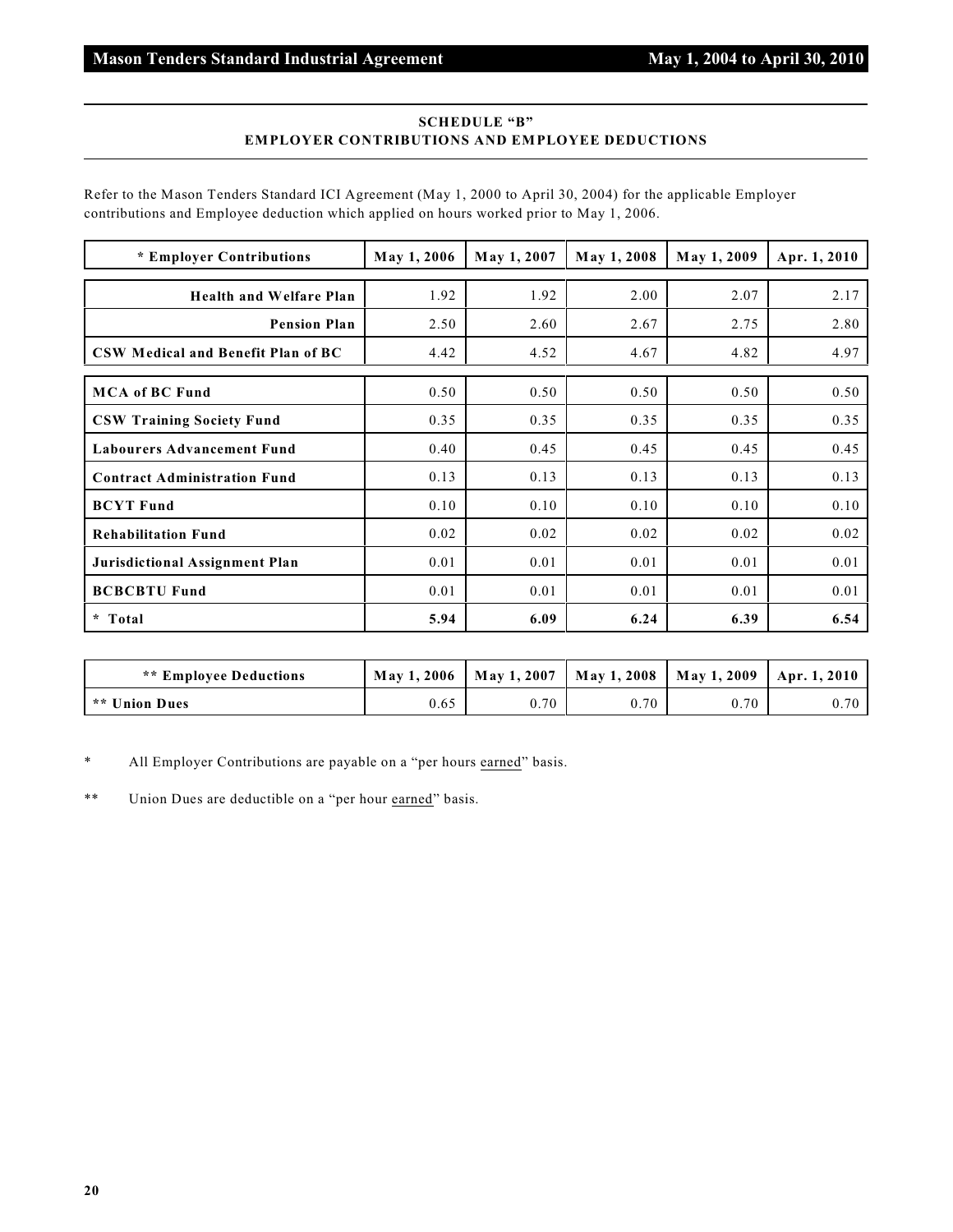## SCHEDULE "B"
## EMPLOYER CONTRIBUTIONS AND EMPLOYEE DEDUCTIONS

Refer to the Mason Tenders Standard ICI Agreement (May 1, 2000 to April 30, 2004) for the applicable Employer contributions and Employee deduction which applied on hours worked prior to May 1, 2006.

| * Employer Contributions | May 1, 2006 | May 1, 2007 | May 1, 2008 | May 1, 2009 | Apr. 1, 2010 |
|---|---|---|---|---|---|
| Health and Welfare Plan | 1.92 | 1.92 | 2.00 | 2.07 | 2.17 |
| Pension Plan | 2.50 | 2.60 | 2.67 | 2.75 | 2.80 |
| CSW Medical and Benefit Plan of BC | 4.42 | 4.52 | 4.67 | 4.82 | 4.97 |
| MCA of BC Fund | 0.50 | 0.50 | 0.50 | 0.50 | 0.50 |
| CSW Training Society Fund | 0.35 | 0.35 | 0.35 | 0.35 | 0.35 |
| Labourers Advancement Fund | 0.40 | 0.45 | 0.45 | 0.45 | 0.45 |
| Contract Administration Fund | 0.13 | 0.13 | 0.13 | 0.13 | 0.13 |
| BCYT Fund | 0.10 | 0.10 | 0.10 | 0.10 | 0.10 |
| Rehabilitation Fund | 0.02 | 0.02 | 0.02 | 0.02 | 0.02 |
| Jurisdictional Assignment Plan | 0.01 | 0.01 | 0.01 | 0.01 | 0.01 |
| BCBCBTU Fund | 0.01 | 0.01 | 0.01 | 0.01 | 0.01 |
| **\* Total** | **5.94** | **6.09** | **6.24** | **6.39** | **6.54** |

| ** Employee Deductions | May 1, 2006 | May 1, 2007 | May 1, 2008 | May 1, 2009 | Apr. 1, 2010 |
|---|---|---|---|---|---|
| ** Union Dues | 0.65 | 0.70 | 0.70 | 0.70 | 0.70 |

\* All Employer Contributions are payable on a "per hours earned" basis.

\** Union Dues are deductible on a "per hour earned" basis.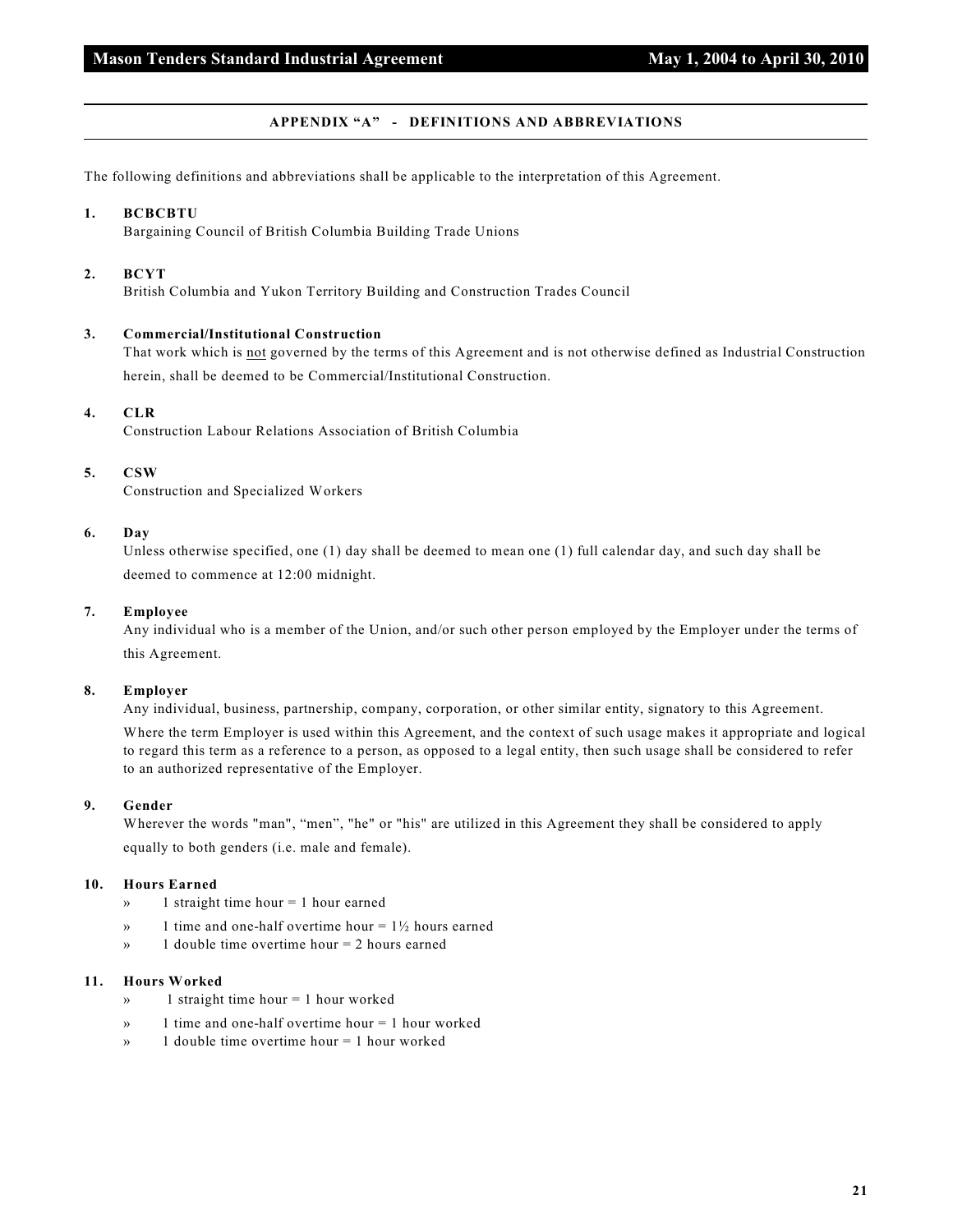## APPENDIX "A" - DEFINITIONS AND ABBREVIATIONS

The following definitions and abbreviations shall be applicable to the interpretation of this Agreement.

**1. BCBCBTU**
Bargaining Council of British Columbia Building Trade Unions

**2. BCYT**
British Columbia and Yukon Territory Building and Construction Trades Council

**3. Commercial/Institutional Construction**
That work which is not governed by the terms of this Agreement and is not otherwise defined as Industrial Construction herein, shall be deemed to be Commercial/Institutional Construction.

**4. CLR**
Construction Labour Relations Association of British Columbia

**5. CSW**
Construction and Specialized Workers

**6. Day**
Unless otherwise specified, one (1) day shall be deemed to mean one (1) full calendar day, and such day shall be deemed to commence at 12:00 midnight.

**7. Employee**
Any individual who is a member of the Union, and/or such other person employed by the Employer under the terms of this Agreement.

**8. Employer**
Any individual, business, partnership, company, corporation, or other similar entity, signatory to this Agreement.

Where the term Employer is used within this Agreement, and the context of such usage makes it appropriate and logical to regard this term as a reference to a person, as opposed to a legal entity, then such usage shall be considered to refer to an authorized representative of the Employer.

**9. Gender**
Wherever the words "man", "men", "he" or "his" are utilized in this Agreement they shall be considered to apply equally to both genders (i.e. male and female).

**10. Hours Earned**

- » 1 straight time hour = 1 hour earned
- » 1 time and one-half overtime hour = 1½ hours earned
- » 1 double time overtime hour = 2 hours earned

**11. Hours Worked**

- » 1 straight time hour = 1 hour worked
- » 1 time and one-half overtime hour = 1 hour worked
- » 1 double time overtime hour = 1 hour worked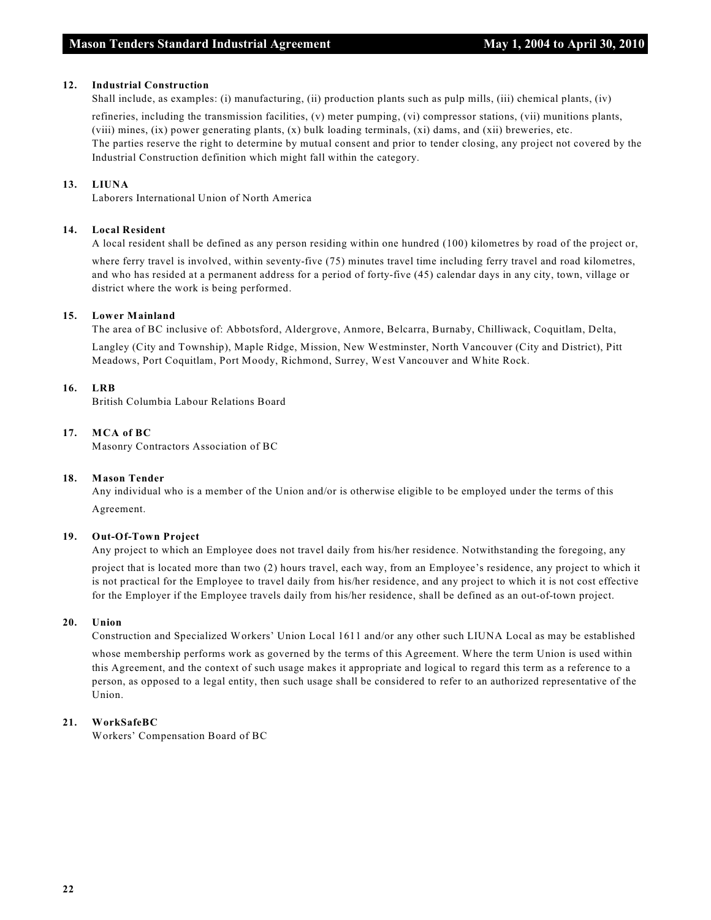**12. Industrial Construction**

Shall include, as examples: (i) manufacturing, (ii) production plants such as pulp mills, (iii) chemical plants, (iv) refineries, including the transmission facilities, (v) meter pumping, (vi) compressor stations, (vii) munitions plants, (viii) mines, (ix) power generating plants, (x) bulk loading terminals, (xi) dams, and (xii) breweries, etc.
The parties reserve the right to determine by mutual consent and prior to tender closing, any project not covered by the Industrial Construction definition which might fall within the category.

**13. LIUNA**

Laborers International Union of North America

**14. Local Resident**

A local resident shall be defined as any person residing within one hundred (100) kilometres by road of the project or, where ferry travel is involved, within seventy-five (75) minutes travel time including ferry travel and road kilometres, and who has resided at a permanent address for a period of forty-five (45) calendar days in any city, town, village or district where the work is being performed.

**15. Lower Mainland**

The area of BC inclusive of: Abbotsford, Aldergrove, Anmore, Belcarra, Burnaby, Chilliwack, Coquitlam, Delta, Langley (City and Township), Maple Ridge, Mission, New Westminster, North Vancouver (City and District), Pitt Meadows, Port Coquitlam, Port Moody, Richmond, Surrey, West Vancouver and White Rock.

**16. LRB**

British Columbia Labour Relations Board

**17. MCA of BC**

Masonry Contractors Association of BC

**18. Mason Tender**

Any individual who is a member of the Union and/or is otherwise eligible to be employed under the terms of this Agreement.

**19. Out-Of-Town Project**

Any project to which an Employee does not travel daily from his/her residence. Notwithstanding the foregoing, any project that is located more than two (2) hours travel, each way, from an Employee's residence, any project to which it is not practical for the Employee to travel daily from his/her residence, and any project to which it is not cost effective for the Employer if the Employee travels daily from his/her residence, shall be defined as an out-of-town project.

**20. Union**

Construction and Specialized Workers' Union Local 1611 and/or any other such LIUNA Local as may be established whose membership performs work as governed by the terms of this Agreement. Where the term Union is used within this Agreement, and the context of such usage makes it appropriate and logical to regard this term as a reference to a person, as opposed to a legal entity, then such usage shall be considered to refer to an authorized representative of the Union.

**21. WorkSafeBC**

Workers' Compensation Board of BC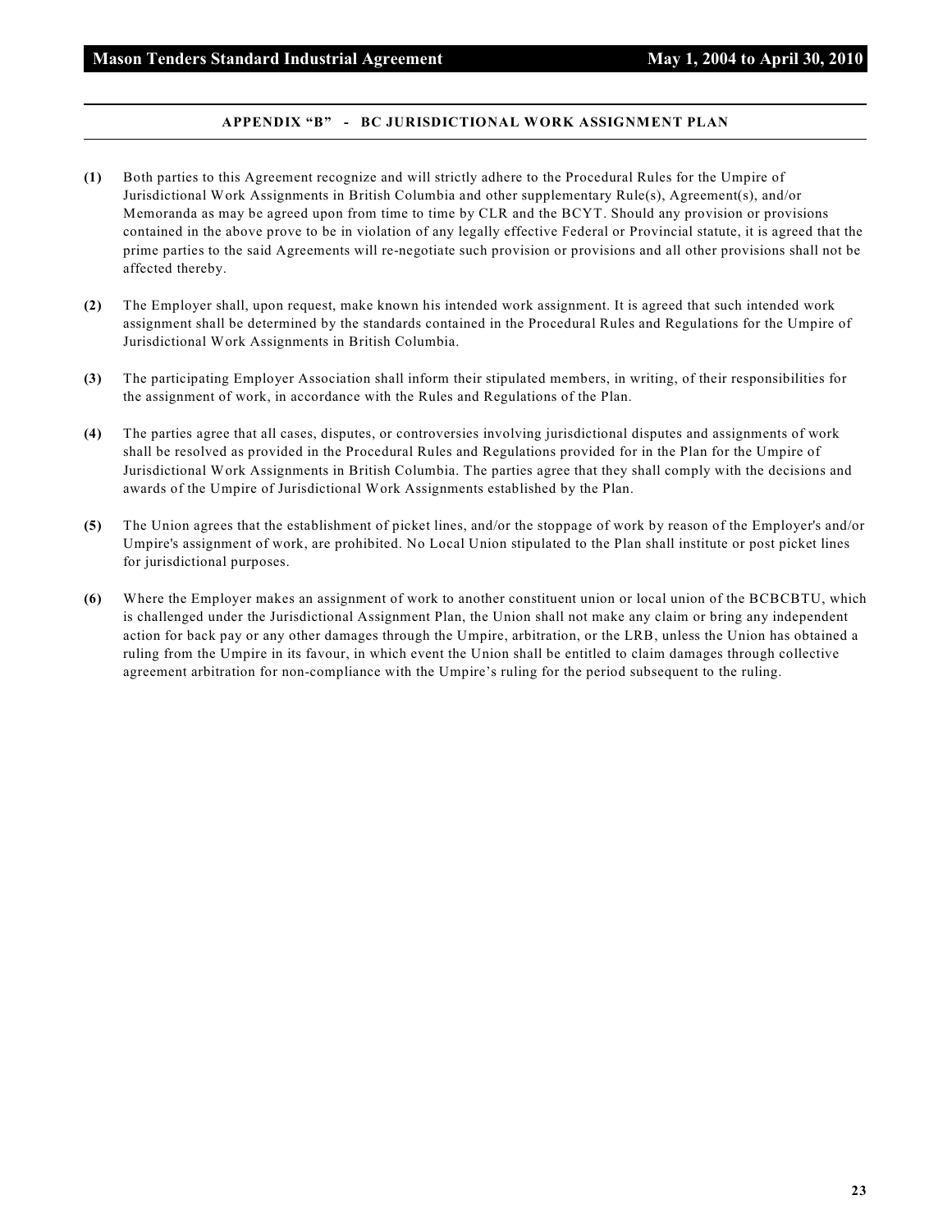## APPENDIX "B" - BC JURISDICTIONAL WORK ASSIGNMENT PLAN

**(1)** Both parties to this Agreement recognize and will strictly adhere to the Procedural Rules for the Umpire of Jurisdictional Work Assignments in British Columbia and other supplementary Rule(s), Agreement(s), and/or Memoranda as may be agreed upon from time to time by CLR and the BCYT. Should any provision or provisions contained in the above prove to be in violation of any legally effective Federal or Provincial statute, it is agreed that the prime parties to the said Agreements will re-negotiate such provision or provisions and all other provisions shall not be affected thereby.

**(2)** The Employer shall, upon request, make known his intended work assignment. It is agreed that such intended work assignment shall be determined by the standards contained in the Procedural Rules and Regulations for the Umpire of Jurisdictional Work Assignments in British Columbia.

**(3)** The participating Employer Association shall inform their stipulated members, in writing, of their responsibilities for the assignment of work, in accordance with the Rules and Regulations of the Plan.

**(4)** The parties agree that all cases, disputes, or controversies involving jurisdictional disputes and assignments of work shall be resolved as provided in the Procedural Rules and Regulations provided for in the Plan for the Umpire of Jurisdictional Work Assignments in British Columbia. The parties agree that they shall comply with the decisions and awards of the Umpire of Jurisdictional Work Assignments established by the Plan.

**(5)** The Union agrees that the establishment of picket lines, and/or the stoppage of work by reason of the Employer's and/or Umpire's assignment of work, are prohibited. No Local Union stipulated to the Plan shall institute or post picket lines for jurisdictional purposes.

**(6)** Where the Employer makes an assignment of work to another constituent union or local union of the BCBCBTU, which is challenged under the Jurisdictional Assignment Plan, the Union shall not make any claim or bring any independent action for back pay or any other damages through the Umpire, arbitration, or the LRB, unless the Union has obtained a ruling from the Umpire in its favour, in which event the Union shall be entitled to claim damages through collective agreement arbitration for non-compliance with the Umpire's ruling for the period subsequent to the ruling.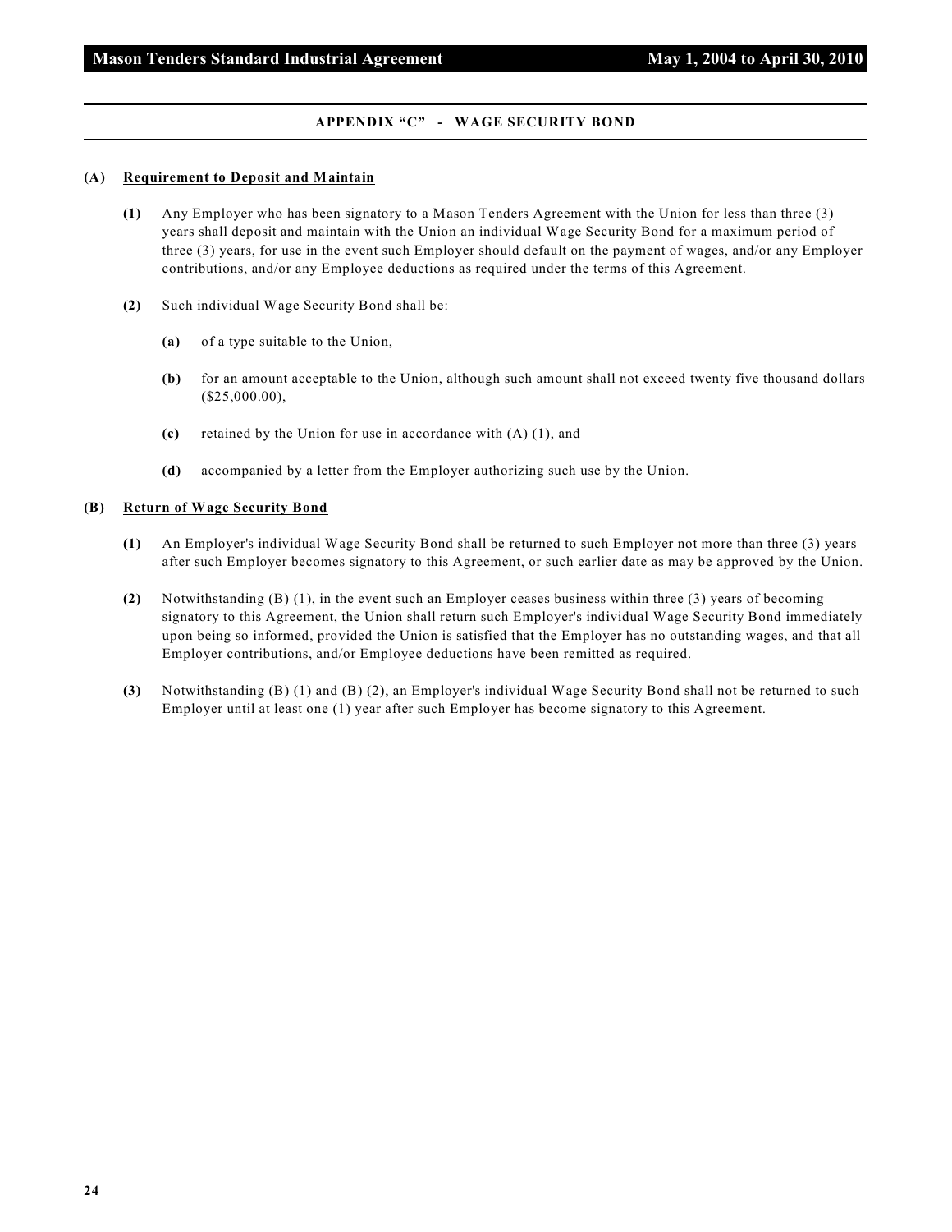## APPENDIX “C” - WAGE SECURITY BOND

**(A) Requirement to Deposit and Maintain**

**(1)** Any Employer who has been signatory to a Mason Tenders Agreement with the Union for less than three (3) years shall deposit and maintain with the Union an individual Wage Security Bond for a maximum period of three (3) years, for use in the event such Employer should default on the payment of wages, and/or any Employer contributions, and/or any Employee deductions as required under the terms of this Agreement.

**(2)** Such individual Wage Security Bond shall be:

**(a)** of a type suitable to the Union,

**(b)** for an amount acceptable to the Union, although such amount shall not exceed twenty five thousand dollars ($25,000.00),

**(c)** retained by the Union for use in accordance with (A) (1), and

**(d)** accompanied by a letter from the Employer authorizing such use by the Union.

**(B) Return of Wage Security Bond**

**(1)** An Employer's individual Wage Security Bond shall be returned to such Employer not more than three (3) years after such Employer becomes signatory to this Agreement, or such earlier date as may be approved by the Union.

**(2)** Notwithstanding (B) (1), in the event such an Employer ceases business within three (3) years of becoming signatory to this Agreement, the Union shall return such Employer's individual Wage Security Bond immediately upon being so informed, provided the Union is satisfied that the Employer has no outstanding wages, and that all Employer contributions, and/or Employee deductions have been remitted as required.

**(3)** Notwithstanding (B) (1) and (B) (2), an Employer's individual Wage Security Bond shall not be returned to such Employer until at least one (1) year after such Employer has become signatory to this Agreement.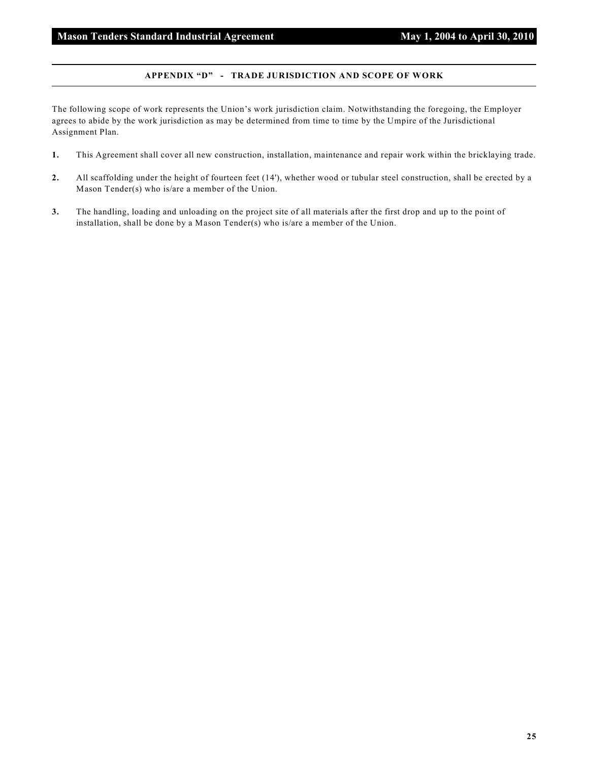## APPENDIX "D" - TRADE JURISDICTION AND SCOPE OF WORK

The following scope of work represents the Union's work jurisdiction claim. Notwithstanding the foregoing, the Employer agrees to abide by the work jurisdiction as may be determined from time to time by the Umpire of the Jurisdictional Assignment Plan.

**1.** This Agreement shall cover all new construction, installation, maintenance and repair work within the bricklaying trade.

**2.** All scaffolding under the height of fourteen feet (14'), whether wood or tubular steel construction, shall be erected by a Mason Tender(s) who is/are a member of the Union.

**3.** The handling, loading and unloading on the project site of all materials after the first drop and up to the point of installation, shall be done by a Mason Tender(s) who is/are a member of the Union.